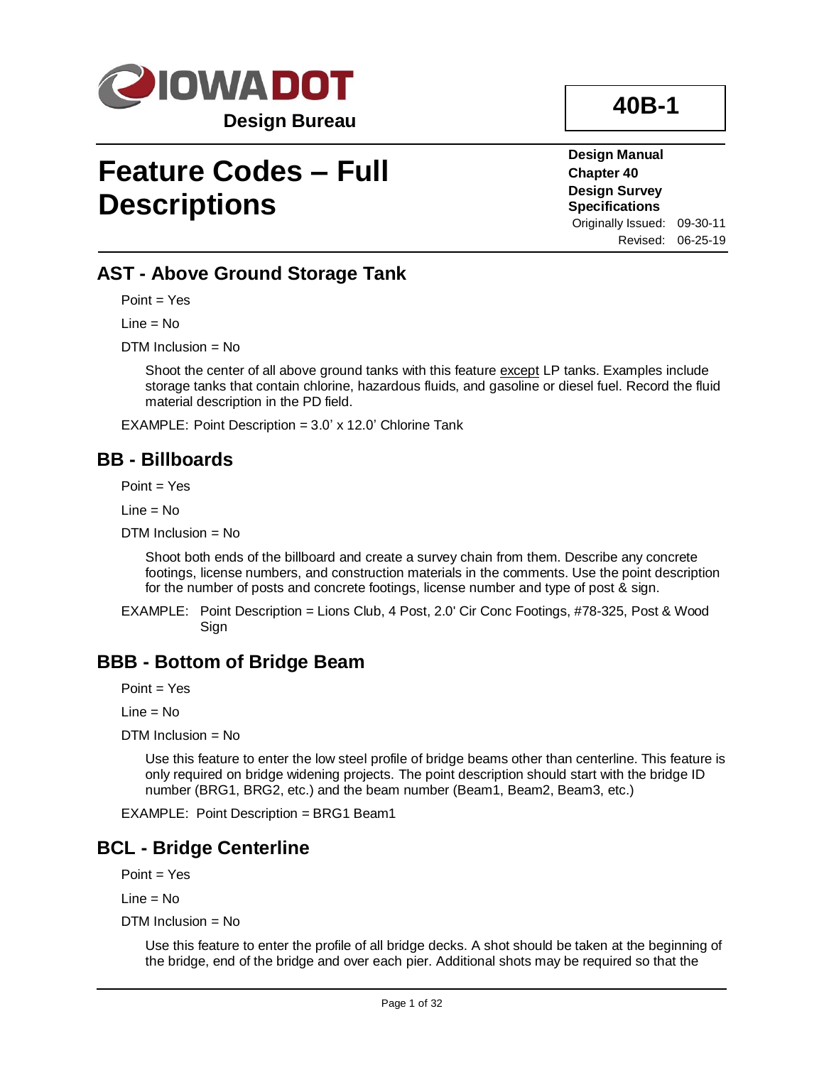Design Bureau

**40B-1**

# Feature Codes – Full Descriptions

**Design Manual**
**Chapter 40**
**Design Survey Specifications**
Originally Issued: 09-30-11
Revised: 06-25-19

## AST - Above Ground Storage Tank

Point = Yes

Line = No

DTM Inclusion = No

Shoot the center of all above ground tanks with this feature except LP tanks. Examples include storage tanks that contain chlorine, hazardous fluids, and gasoline or diesel fuel. Record the fluid material description in the PD field.

EXAMPLE: Point Description = 3.0' x 12.0' Chlorine Tank

## BB - Billboards

Point = Yes

Line = No

DTM Inclusion = No

Shoot both ends of the billboard and create a survey chain from them. Describe any concrete footings, license numbers, and construction materials in the comments. Use the point description for the number of posts and concrete footings, license number and type of post & sign.

EXAMPLE: Point Description = Lions Club, 4 Post, 2.0' Cir Conc Footings, #78-325, Post & Wood Sign

## BBB - Bottom of Bridge Beam

Point = Yes

Line = No

DTM Inclusion = No

Use this feature to enter the low steel profile of bridge beams other than centerline. This feature is only required on bridge widening projects. The point description should start with the bridge ID number (BRG1, BRG2, etc.) and the beam number (Beam1, Beam2, Beam3, etc.)

EXAMPLE: Point Description = BRG1 Beam1

## BCL - Bridge Centerline

Point = Yes

Line = No

DTM Inclusion = No

Use this feature to enter the profile of all bridge decks. A shot should be taken at the beginning of the bridge, end of the bridge and over each pier. Additional shots may be required so that the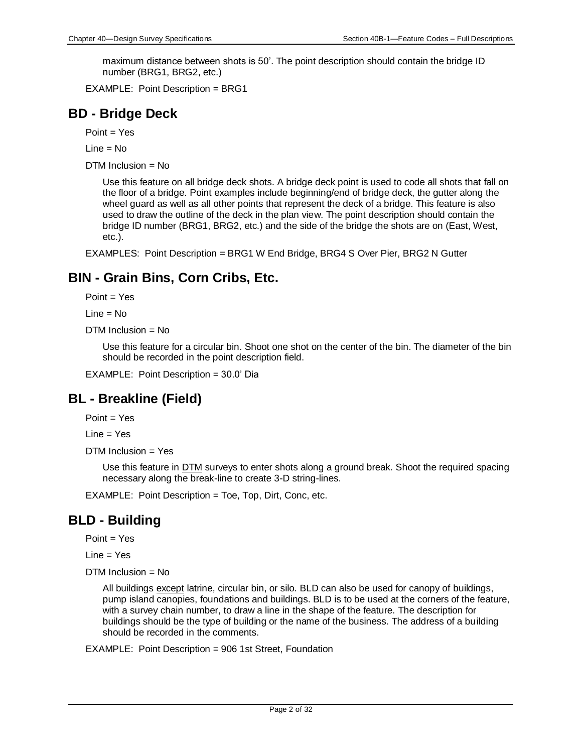maximum distance between shots is 50'. The point description should contain the bridge ID number (BRG1, BRG2, etc.)

EXAMPLE: Point Description = BRG1

## BD - Bridge Deck

Point = Yes

Line = No

DTM Inclusion = No

Use this feature on all bridge deck shots. A bridge deck point is used to code all shots that fall on the floor of a bridge. Point examples include beginning/end of bridge deck, the gutter along the wheel guard as well as all other points that represent the deck of a bridge. This feature is also used to draw the outline of the deck in the plan view. The point description should contain the bridge ID number (BRG1, BRG2, etc.) and the side of the bridge the shots are on (East, West, etc.).

EXAMPLES: Point Description = BRG1 W End Bridge, BRG4 S Over Pier, BRG2 N Gutter

## BIN - Grain Bins, Corn Cribs, Etc.

Point = Yes

Line = No

DTM Inclusion = No

Use this feature for a circular bin. Shoot one shot on the center of the bin. The diameter of the bin should be recorded in the point description field.

EXAMPLE: Point Description = 30.0' Dia

## BL - Breakline (Field)

Point = Yes

Line = Yes

DTM Inclusion = Yes

Use this feature in DTM surveys to enter shots along a ground break. Shoot the required spacing necessary along the break-line to create 3-D string-lines.

EXAMPLE: Point Description = Toe, Top, Dirt, Conc, etc.

## BLD - Building

Point = Yes

Line = Yes

DTM Inclusion = No

All buildings except latrine, circular bin, or silo. BLD can also be used for canopy of buildings, pump island canopies, foundations and buildings. BLD is to be used at the corners of the feature, with a survey chain number, to draw a line in the shape of the feature. The description for buildings should be the type of building or the name of the business. The address of a building should be recorded in the comments.

EXAMPLE: Point Description = 906 1st Street, Foundation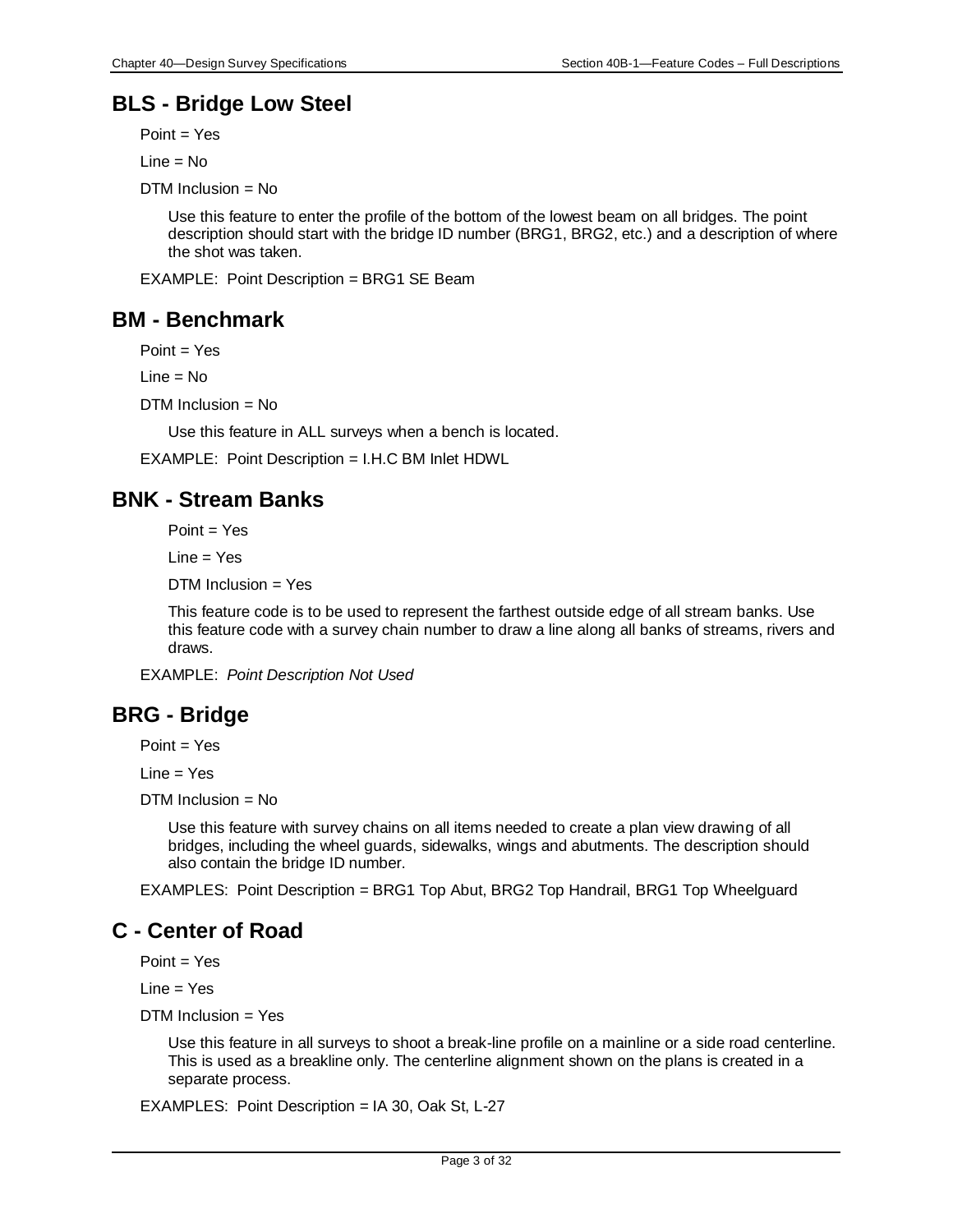## BLS - Bridge Low Steel

Point = Yes

Line = No

DTM Inclusion = No

Use this feature to enter the profile of the bottom of the lowest beam on all bridges. The point description should start with the bridge ID number (BRG1, BRG2, etc.) and a description of where the shot was taken.

EXAMPLE: Point Description = BRG1 SE Beam

## BM - Benchmark

Point = Yes

Line = No

DTM Inclusion = No

Use this feature in ALL surveys when a bench is located.

EXAMPLE: Point Description = I.H.C BM Inlet HDWL

## BNK - Stream Banks

Point = Yes

Line = Yes

DTM Inclusion = Yes

This feature code is to be used to represent the farthest outside edge of all stream banks. Use this feature code with a survey chain number to draw a line along all banks of streams, rivers and draws.

EXAMPLE: *Point Description Not Used*

## BRG - Bridge

Point = Yes

Line = Yes

DTM Inclusion = No

Use this feature with survey chains on all items needed to create a plan view drawing of all bridges, including the wheel guards, sidewalks, wings and abutments. The description should also contain the bridge ID number.

EXAMPLES: Point Description = BRG1 Top Abut, BRG2 Top Handrail, BRG1 Top Wheelguard

## C - Center of Road

Point = Yes

Line = Yes

DTM Inclusion = Yes

Use this feature in all surveys to shoot a break-line profile on a mainline or a side road centerline. This is used as a breakline only. The centerline alignment shown on the plans is created in a separate process.

EXAMPLES: Point Description = IA 30, Oak St, L-27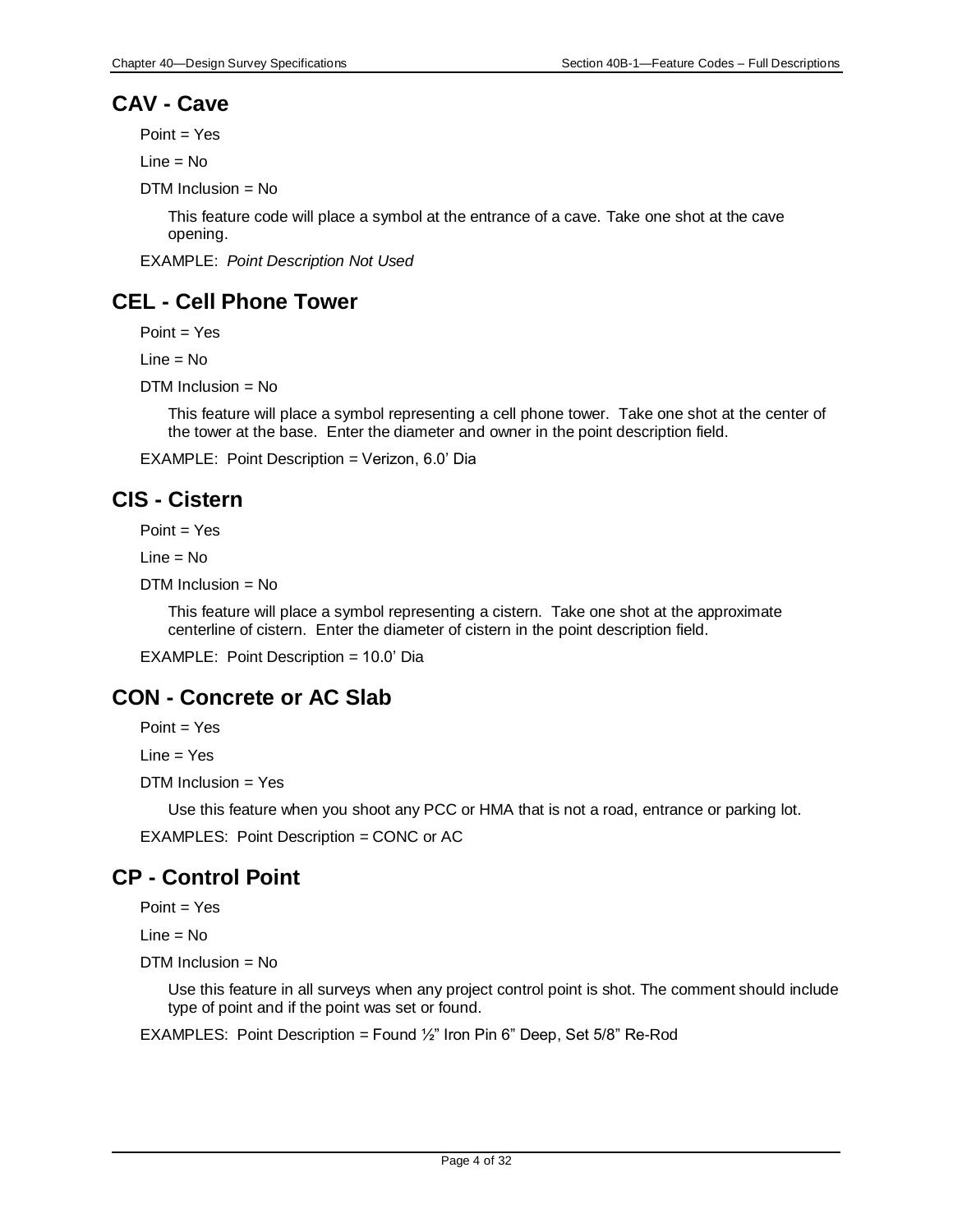## CAV - Cave

Point = Yes

Line = No

DTM Inclusion = No

This feature code will place a symbol at the entrance of a cave. Take one shot at the cave opening.

EXAMPLE: *Point Description Not Used*

## CEL - Cell Phone Tower

Point = Yes

Line = No

DTM Inclusion = No

This feature will place a symbol representing a cell phone tower. Take one shot at the center of the tower at the base. Enter the diameter and owner in the point description field.

EXAMPLE: Point Description = Verizon, 6.0' Dia

## CIS - Cistern

Point = Yes

Line = No

DTM Inclusion = No

This feature will place a symbol representing a cistern. Take one shot at the approximate centerline of cistern. Enter the diameter of cistern in the point description field.

EXAMPLE: Point Description = 10.0' Dia

## CON - Concrete or AC Slab

Point = Yes

Line = Yes

DTM Inclusion = Yes

Use this feature when you shoot any PCC or HMA that is not a road, entrance or parking lot.

EXAMPLES: Point Description = CONC or AC

## CP - Control Point

Point = Yes

Line = No

DTM Inclusion = No

Use this feature in all surveys when any project control point is shot. The comment should include type of point and if the point was set or found.

EXAMPLES: Point Description = Found ½" Iron Pin 6" Deep, Set 5/8" Re-Rod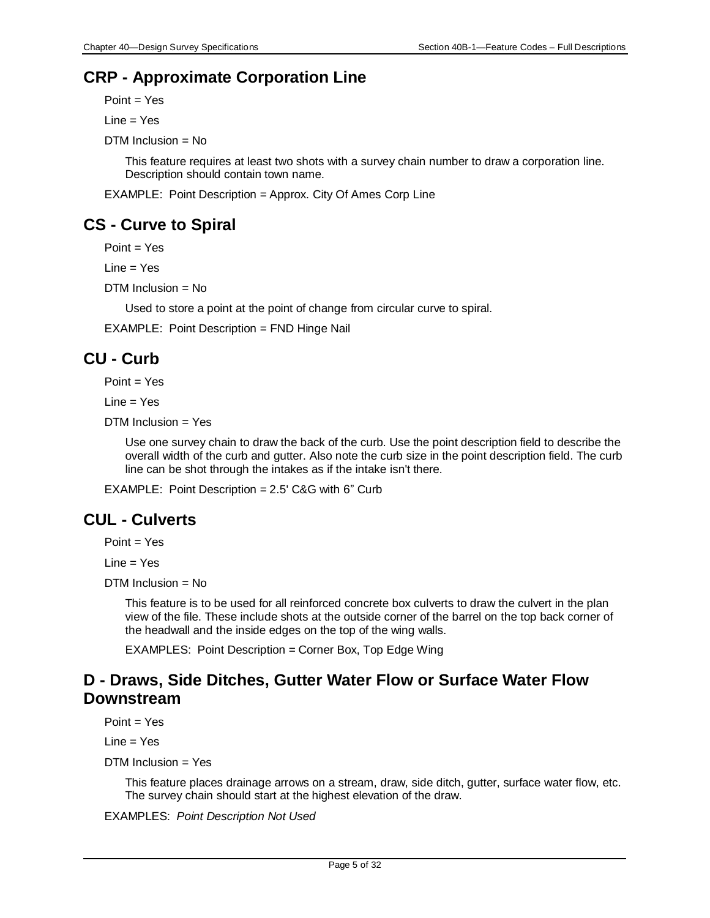## CRP - Approximate Corporation Line

Point = Yes

Line = Yes

DTM Inclusion = No

This feature requires at least two shots with a survey chain number to draw a corporation line. Description should contain town name.

EXAMPLE: Point Description = Approx. City Of Ames Corp Line

## CS - Curve to Spiral

Point = Yes

Line = Yes

DTM Inclusion = No

Used to store a point at the point of change from circular curve to spiral.

EXAMPLE: Point Description = FND Hinge Nail

## CU - Curb

Point = Yes

Line = Yes

DTM Inclusion = Yes

Use one survey chain to draw the back of the curb. Use the point description field to describe the overall width of the curb and gutter. Also note the curb size in the point description field. The curb line can be shot through the intakes as if the intake isn't there.

EXAMPLE: Point Description = 2.5' C&G with 6" Curb

## CUL - Culverts

Point = Yes

Line = Yes

DTM Inclusion = No

This feature is to be used for all reinforced concrete box culverts to draw the culvert in the plan view of the file. These include shots at the outside corner of the barrel on the top back corner of the headwall and the inside edges on the top of the wing walls.

EXAMPLES: Point Description = Corner Box, Top Edge Wing

## D - Draws, Side Ditches, Gutter Water Flow or Surface Water Flow Downstream

Point = Yes

Line = Yes

DTM Inclusion = Yes

This feature places drainage arrows on a stream, draw, side ditch, gutter, surface water flow, etc. The survey chain should start at the highest elevation of the draw.

EXAMPLES: *Point Description Not Used*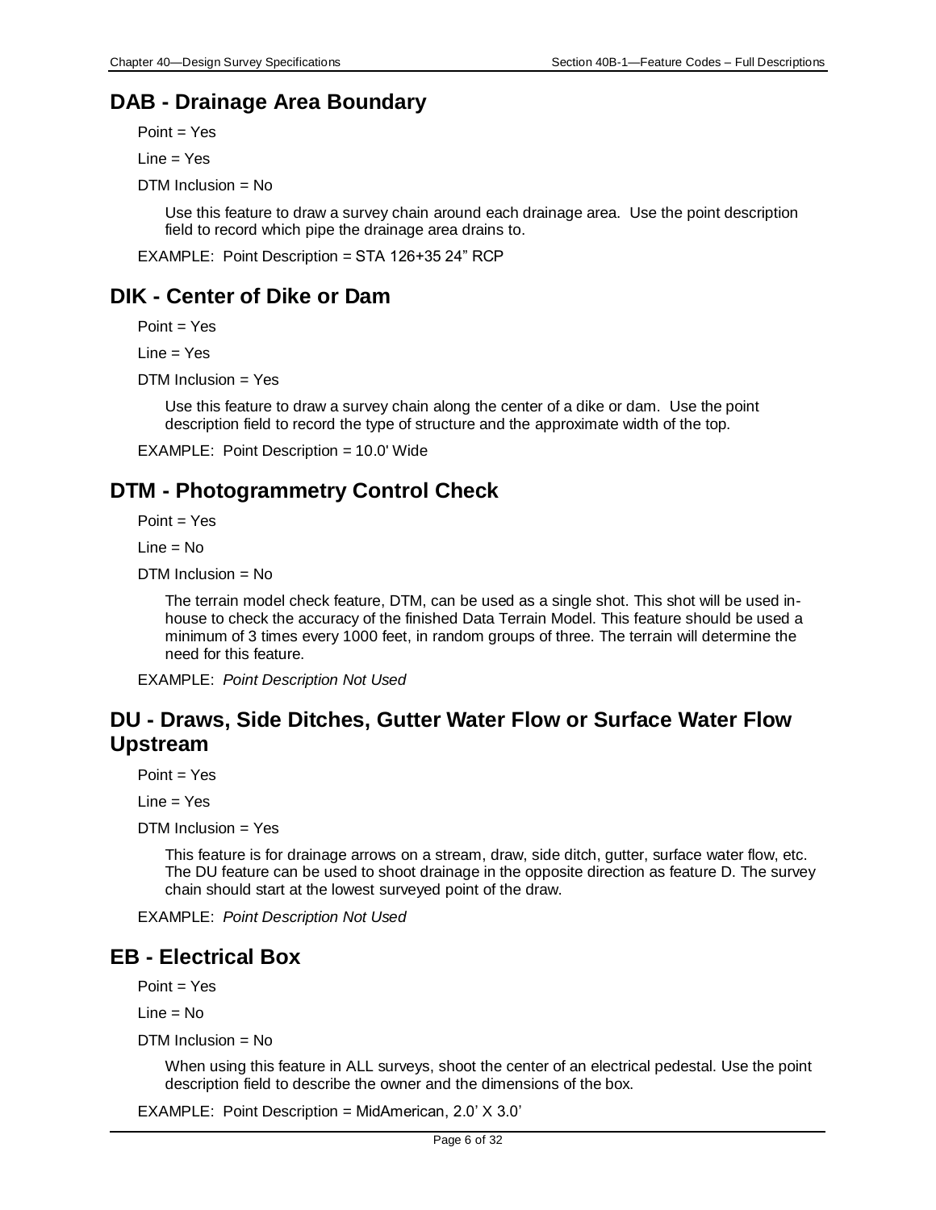## DAB - Drainage Area Boundary

Point = Yes

Line = Yes

DTM Inclusion = No

Use this feature to draw a survey chain around each drainage area. Use the point description field to record which pipe the drainage area drains to.

EXAMPLE: Point Description = STA 126+35 24" RCP

## DIK - Center of Dike or Dam

Point = Yes

Line = Yes

DTM Inclusion = Yes

Use this feature to draw a survey chain along the center of a dike or dam. Use the point description field to record the type of structure and the approximate width of the top.

EXAMPLE: Point Description = 10.0' Wide

## DTM - Photogrammetry Control Check

Point = Yes

Line = No

DTM Inclusion = No

The terrain model check feature, DTM, can be used as a single shot. This shot will be used in-house to check the accuracy of the finished Data Terrain Model. This feature should be used a minimum of 3 times every 1000 feet, in random groups of three. The terrain will determine the need for this feature.

EXAMPLE: *Point Description Not Used*

## DU - Draws, Side Ditches, Gutter Water Flow or Surface Water Flow Upstream

Point = Yes

Line = Yes

DTM Inclusion = Yes

This feature is for drainage arrows on a stream, draw, side ditch, gutter, surface water flow, etc. The DU feature can be used to shoot drainage in the opposite direction as feature D. The survey chain should start at the lowest surveyed point of the draw.

EXAMPLE: *Point Description Not Used*

## EB - Electrical Box

Point = Yes

Line = No

DTM Inclusion = No

When using this feature in ALL surveys, shoot the center of an electrical pedestal. Use the point description field to describe the owner and the dimensions of the box.

EXAMPLE: Point Description = MidAmerican, 2.0' X 3.0'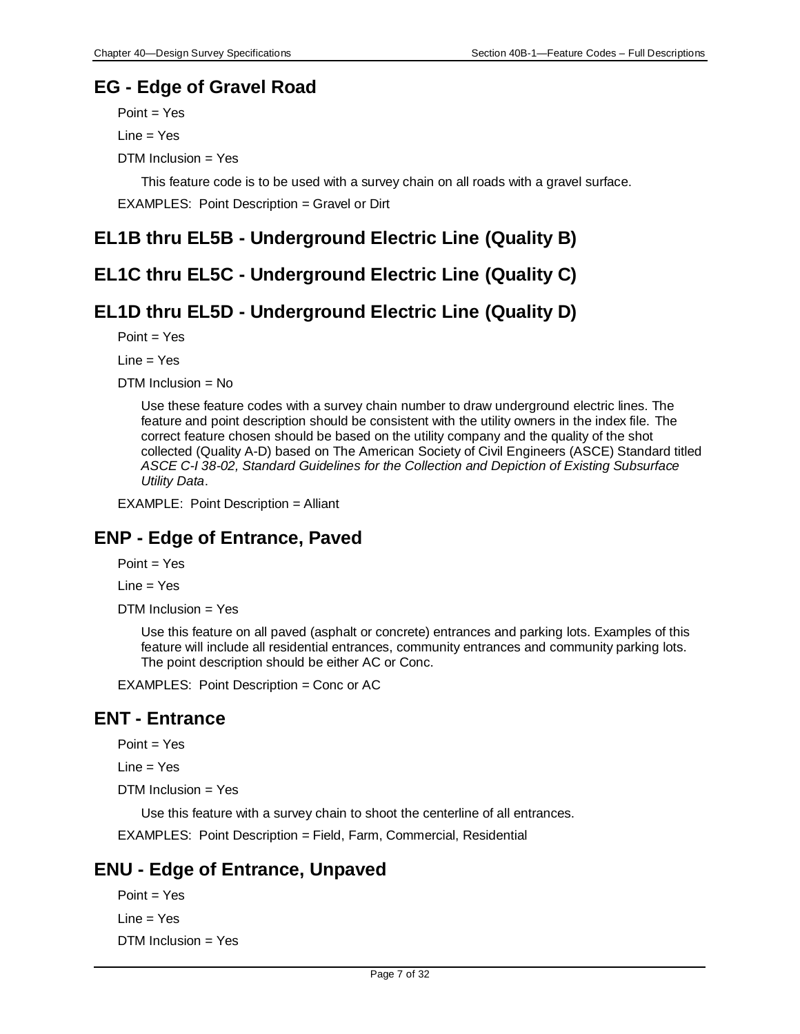## EG - Edge of Gravel Road

Point = Yes

Line = Yes

DTM Inclusion = Yes

This feature code is to be used with a survey chain on all roads with a gravel surface.

EXAMPLES: Point Description = Gravel or Dirt

## EL1B thru EL5B - Underground Electric Line (Quality B)

## EL1C thru EL5C - Underground Electric Line (Quality C)

## EL1D thru EL5D - Underground Electric Line (Quality D)

Point = Yes

Line = Yes

DTM Inclusion = No

Use these feature codes with a survey chain number to draw underground electric lines. The feature and point description should be consistent with the utility owners in the index file. The correct feature chosen should be based on the utility company and the quality of the shot collected (Quality A-D) based on The American Society of Civil Engineers (ASCE) Standard titled *ASCE C-I 38-02, Standard Guidelines for the Collection and Depiction of Existing Subsurface Utility Data*.

EXAMPLE: Point Description = Alliant

## ENP - Edge of Entrance, Paved

Point = Yes

Line = Yes

DTM Inclusion = Yes

Use this feature on all paved (asphalt or concrete) entrances and parking lots. Examples of this feature will include all residential entrances, community entrances and community parking lots. The point description should be either AC or Conc.

EXAMPLES: Point Description = Conc or AC

## ENT - Entrance

Point = Yes

Line = Yes

DTM Inclusion = Yes

Use this feature with a survey chain to shoot the centerline of all entrances.

EXAMPLES: Point Description = Field, Farm, Commercial, Residential

## ENU - Edge of Entrance, Unpaved

Point = Yes

Line = Yes

DTM Inclusion = Yes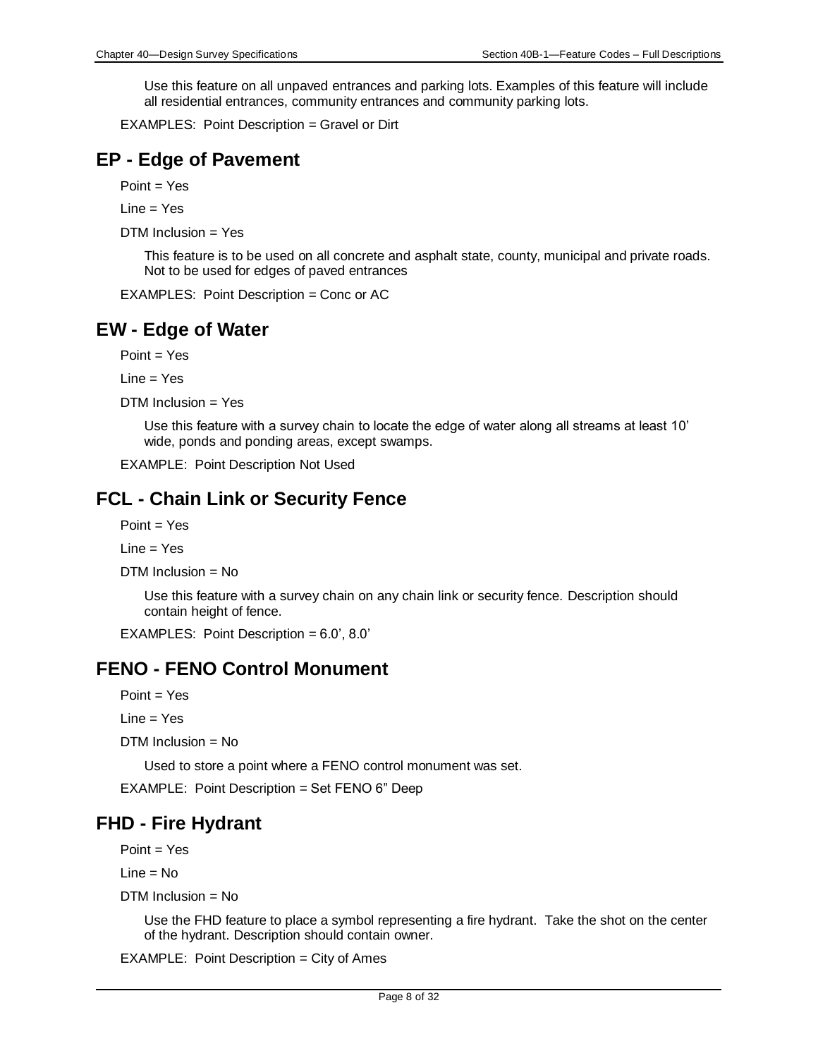Use this feature on all unpaved entrances and parking lots. Examples of this feature will include all residential entrances, community entrances and community parking lots.

EXAMPLES: Point Description = Gravel or Dirt

## EP - Edge of Pavement

Point = Yes

Line = Yes

DTM Inclusion = Yes

This feature is to be used on all concrete and asphalt state, county, municipal and private roads. Not to be used for edges of paved entrances

EXAMPLES: Point Description = Conc or AC

## EW - Edge of Water

Point = Yes

Line = Yes

DTM Inclusion = Yes

Use this feature with a survey chain to locate the edge of water along all streams at least 10' wide, ponds and ponding areas, except swamps.

EXAMPLE: Point Description Not Used

## FCL - Chain Link or Security Fence

Point = Yes

Line = Yes

DTM Inclusion = No

Use this feature with a survey chain on any chain link or security fence. Description should contain height of fence.

EXAMPLES: Point Description = 6.0', 8.0'

## FENO - FENO Control Monument

Point = Yes

Line = Yes

DTM Inclusion = No

Used to store a point where a FENO control monument was set.

EXAMPLE: Point Description = Set FENO 6" Deep

## FHD - Fire Hydrant

Point = Yes

Line = No

DTM Inclusion = No

Use the FHD feature to place a symbol representing a fire hydrant. Take the shot on the center of the hydrant. Description should contain owner.

EXAMPLE: Point Description = City of Ames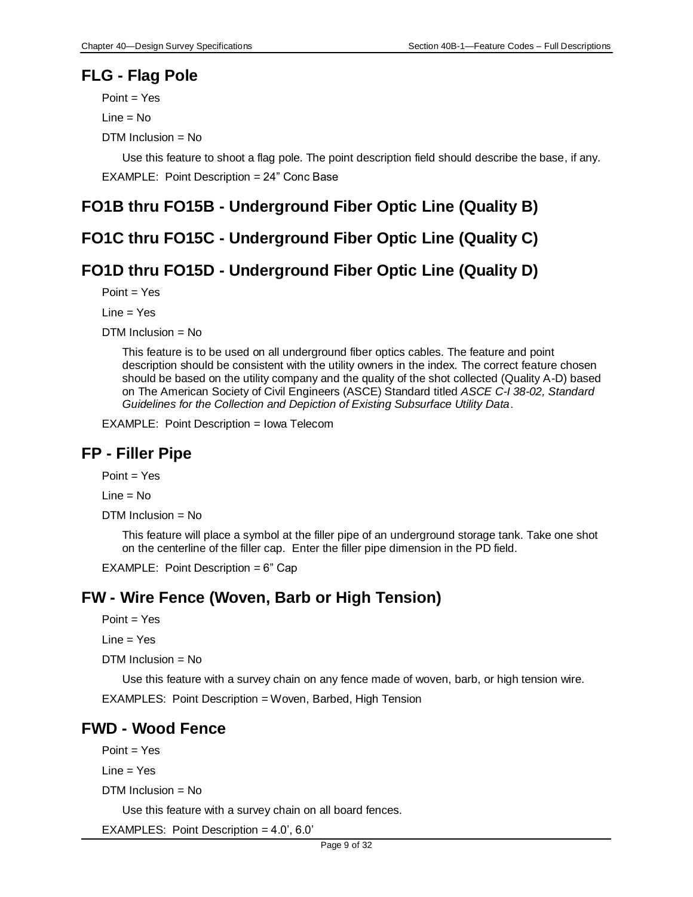## FLG - Flag Pole

Point = Yes

Line = No

DTM Inclusion = No

Use this feature to shoot a flag pole. The point description field should describe the base, if any.

EXAMPLE: Point Description = 24" Conc Base

## FO1B thru FO15B - Underground Fiber Optic Line (Quality B)

## FO1C thru FO15C - Underground Fiber Optic Line (Quality C)

## FO1D thru FO15D - Underground Fiber Optic Line (Quality D)

Point = Yes

Line = Yes

DTM Inclusion = No

This feature is to be used on all underground fiber optics cables. The feature and point description should be consistent with the utility owners in the index. The correct feature chosen should be based on the utility company and the quality of the shot collected (Quality A-D) based on The American Society of Civil Engineers (ASCE) Standard titled *ASCE C-I 38-02, Standard Guidelines for the Collection and Depiction of Existing Subsurface Utility Data*.

EXAMPLE: Point Description = Iowa Telecom

## FP - Filler Pipe

Point = Yes

Line = No

DTM Inclusion = No

This feature will place a symbol at the filler pipe of an underground storage tank. Take one shot on the centerline of the filler cap. Enter the filler pipe dimension in the PD field.

EXAMPLE: Point Description = 6" Cap

## FW - Wire Fence (Woven, Barb or High Tension)

Point = Yes

Line = Yes

DTM Inclusion = No

Use this feature with a survey chain on any fence made of woven, barb, or high tension wire.

EXAMPLES: Point Description = Woven, Barbed, High Tension

## FWD - Wood Fence

Point = Yes

Line = Yes

DTM Inclusion = No

Use this feature with a survey chain on all board fences.

EXAMPLES: Point Description = 4.0', 6.0'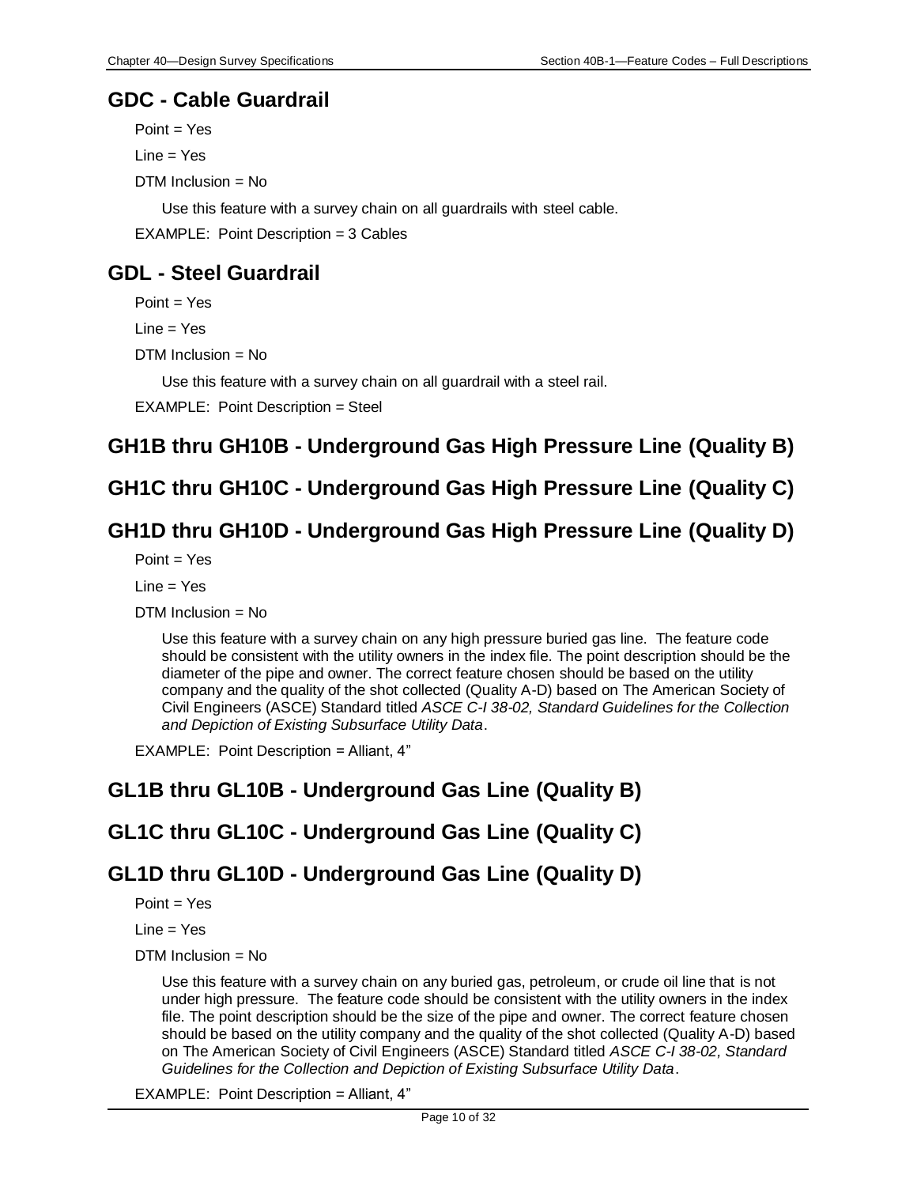## GDC - Cable Guardrail

Point = Yes

Line = Yes

DTM Inclusion = No

Use this feature with a survey chain on all guardrails with steel cable.

EXAMPLE: Point Description = 3 Cables

## GDL - Steel Guardrail

Point = Yes

Line = Yes

DTM Inclusion = No

Use this feature with a survey chain on all guardrail with a steel rail.

EXAMPLE: Point Description = Steel

## GH1B thru GH10B - Underground Gas High Pressure Line (Quality B)

## GH1C thru GH10C - Underground Gas High Pressure Line (Quality C)

## GH1D thru GH10D - Underground Gas High Pressure Line (Quality D)

Point = Yes

Line = Yes

DTM Inclusion = No

Use this feature with a survey chain on any high pressure buried gas line. The feature code should be consistent with the utility owners in the index file. The point description should be the diameter of the pipe and owner. The correct feature chosen should be based on the utility company and the quality of the shot collected (Quality A-D) based on The American Society of Civil Engineers (ASCE) Standard titled *ASCE C-I 38-02, Standard Guidelines for the Collection and Depiction of Existing Subsurface Utility Data*.

EXAMPLE: Point Description = Alliant, 4"

## GL1B thru GL10B - Underground Gas Line (Quality B)

## GL1C thru GL10C - Underground Gas Line (Quality C)

## GL1D thru GL10D - Underground Gas Line (Quality D)

Point = Yes

Line = Yes

DTM Inclusion = No

Use this feature with a survey chain on any buried gas, petroleum, or crude oil line that is not under high pressure. The feature code should be consistent with the utility owners in the index file. The point description should be the size of the pipe and owner. The correct feature chosen should be based on the utility company and the quality of the shot collected (Quality A-D) based on The American Society of Civil Engineers (ASCE) Standard titled *ASCE C-I 38-02, Standard Guidelines for the Collection and Depiction of Existing Subsurface Utility Data*.

EXAMPLE: Point Description = Alliant, 4"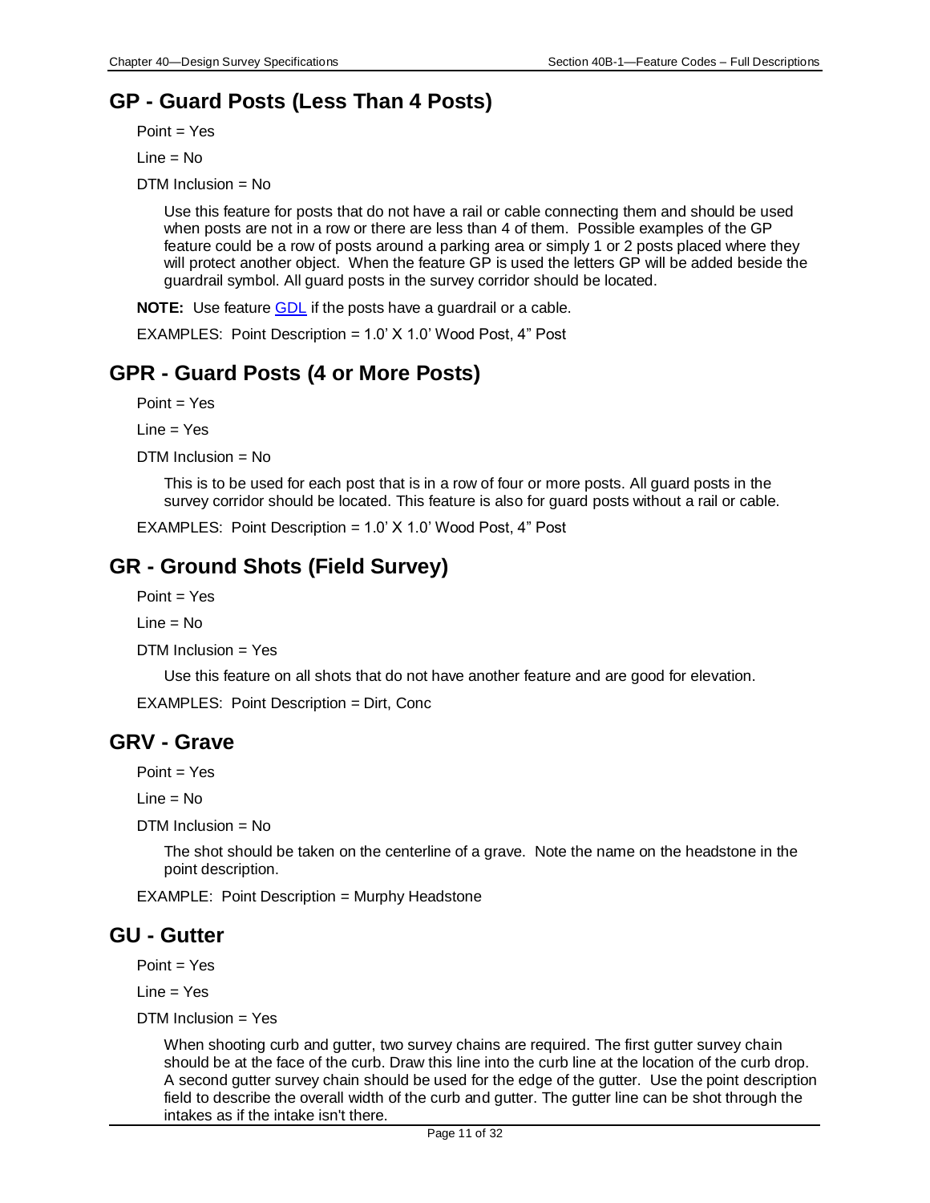## GP - Guard Posts (Less Than 4 Posts)

Point = Yes

Line = No

DTM Inclusion = No

Use this feature for posts that do not have a rail or cable connecting them and should be used when posts are not in a row or there are less than 4 of them. Possible examples of the GP feature could be a row of posts around a parking area or simply 1 or 2 posts placed where they will protect another object. When the feature GP is used the letters GP will be added beside the guardrail symbol. All guard posts in the survey corridor should be located.

**NOTE:** Use feature GDL if the posts have a guardrail or a cable.

EXAMPLES: Point Description = 1.0' X 1.0' Wood Post, 4" Post

## GPR - Guard Posts (4 or More Posts)

Point = Yes

Line = Yes

DTM Inclusion = No

This is to be used for each post that is in a row of four or more posts. All guard posts in the survey corridor should be located. This feature is also for guard posts without a rail or cable.

EXAMPLES: Point Description = 1.0' X 1.0' Wood Post, 4" Post

## GR - Ground Shots (Field Survey)

Point = Yes

Line = No

DTM Inclusion = Yes

Use this feature on all shots that do not have another feature and are good for elevation.

EXAMPLES: Point Description = Dirt, Conc

## GRV - Grave

Point = Yes

Line = No

DTM Inclusion = No

The shot should be taken on the centerline of a grave. Note the name on the headstone in the point description.

EXAMPLE: Point Description = Murphy Headstone

## GU - Gutter

Point = Yes

Line = Yes

DTM Inclusion = Yes

When shooting curb and gutter, two survey chains are required. The first gutter survey chain should be at the face of the curb. Draw this line into the curb line at the location of the curb drop. A second gutter survey chain should be used for the edge of the gutter. Use the point description field to describe the overall width of the curb and gutter. The gutter line can be shot through the intakes as if the intake isn't there.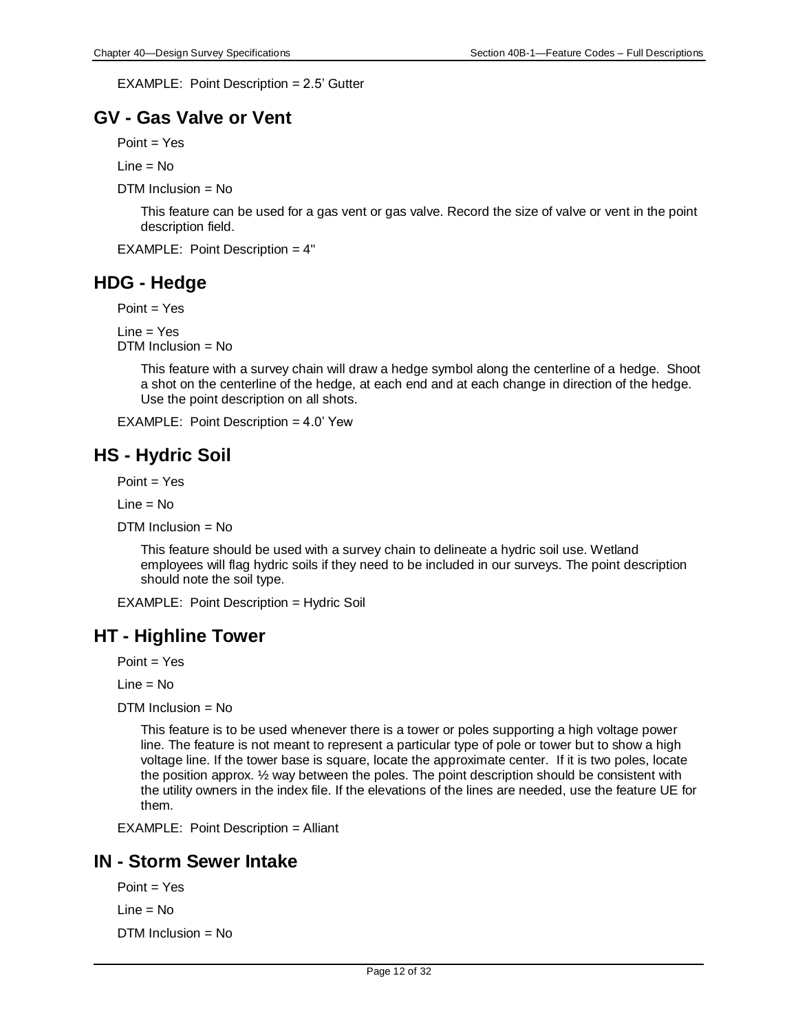EXAMPLE:  Point Description = 2.5' Gutter

## GV - Gas Valve or Vent

Point = Yes

Line = No

DTM Inclusion = No

This feature can be used for a gas vent or gas valve. Record the size of valve or vent in the point description field.

EXAMPLE:  Point Description = 4"

## HDG - Hedge

Point = Yes

Line = Yes

DTM Inclusion = No

This feature with a survey chain will draw a hedge symbol along the centerline of a hedge.  Shoot a shot on the centerline of the hedge, at each end and at each change in direction of the hedge. Use the point description on all shots.

EXAMPLE:  Point Description = 4.0' Yew

## HS - Hydric Soil

Point = Yes

Line = No

DTM Inclusion = No

This feature should be used with a survey chain to delineate a hydric soil use. Wetland employees will flag hydric soils if they need to be included in our surveys. The point description should note the soil type.

EXAMPLE:  Point Description = Hydric Soil

## HT - Highline Tower

Point = Yes

Line = No

DTM Inclusion = No

This feature is to be used whenever there is a tower or poles supporting a high voltage power line. The feature is not meant to represent a particular type of pole or tower but to show a high voltage line. If the tower base is square, locate the approximate center.  If it is two poles, locate the position approx. ½ way between the poles. The point description should be consistent with the utility owners in the index file. If the elevations of the lines are needed, use the feature UE for them.

EXAMPLE:  Point Description = Alliant

## IN - Storm Sewer Intake

Point = Yes

Line = No

DTM Inclusion = No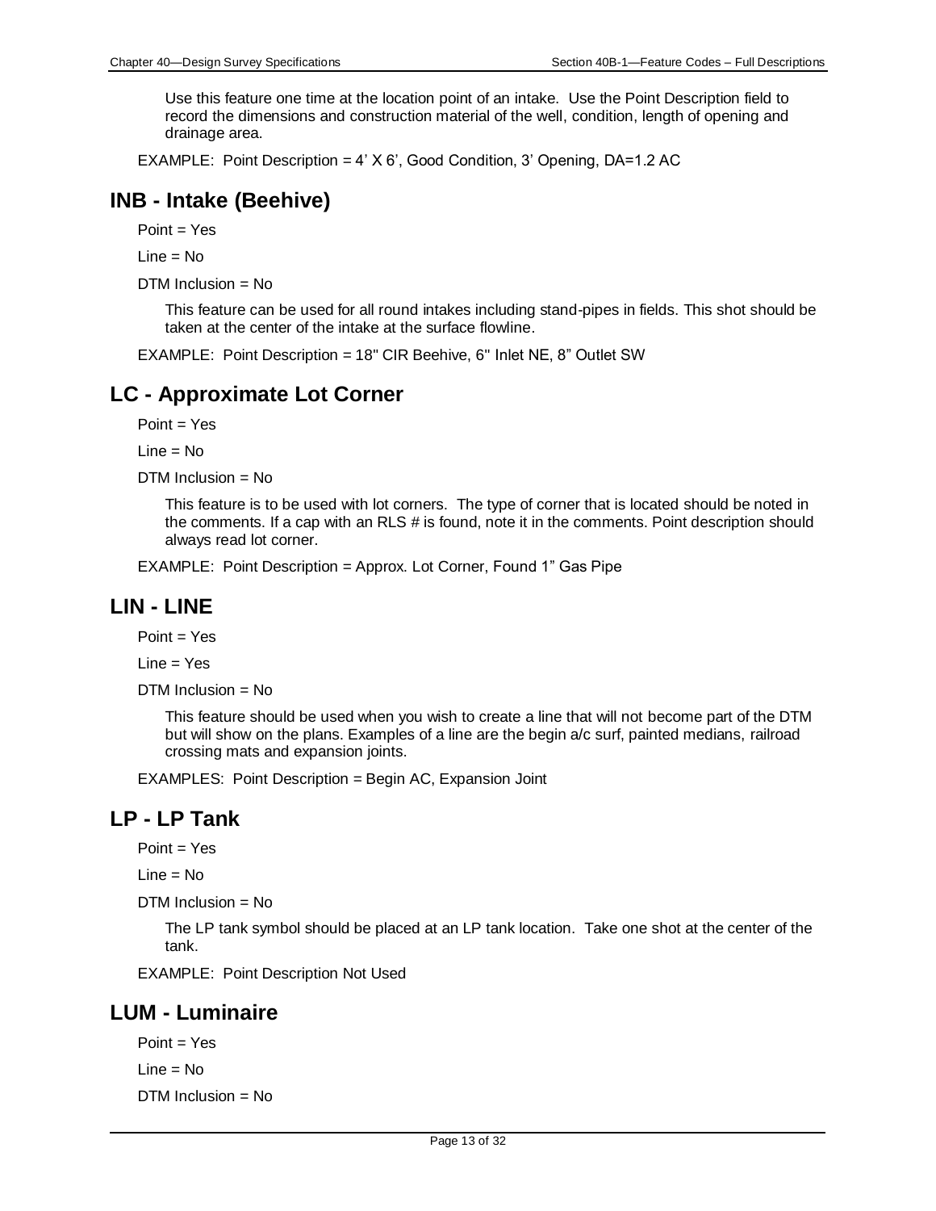Use this feature one time at the location point of an intake. Use the Point Description field to record the dimensions and construction material of the well, condition, length of opening and drainage area.

EXAMPLE: Point Description = 4' X 6', Good Condition, 3' Opening, DA=1.2 AC

## INB - Intake (Beehive)

Point = Yes

Line = No

DTM Inclusion = No

This feature can be used for all round intakes including stand-pipes in fields. This shot should be taken at the center of the intake at the surface flowline.

EXAMPLE: Point Description = 18" CIR Beehive, 6" Inlet NE, 8" Outlet SW

## LC - Approximate Lot Corner

Point = Yes

Line = No

DTM Inclusion = No

This feature is to be used with lot corners. The type of corner that is located should be noted in the comments. If a cap with an RLS # is found, note it in the comments. Point description should always read lot corner.

EXAMPLE: Point Description = Approx. Lot Corner, Found 1" Gas Pipe

## LIN - LINE

Point = Yes

Line = Yes

DTM Inclusion = No

This feature should be used when you wish to create a line that will not become part of the DTM but will show on the plans. Examples of a line are the begin a/c surf, painted medians, railroad crossing mats and expansion joints.

EXAMPLES: Point Description = Begin AC, Expansion Joint

## LP - LP Tank

Point = Yes

Line = No

DTM Inclusion = No

The LP tank symbol should be placed at an LP tank location. Take one shot at the center of the tank.

EXAMPLE: Point Description Not Used

## LUM - Luminaire

Point = Yes

Line = No

DTM Inclusion = No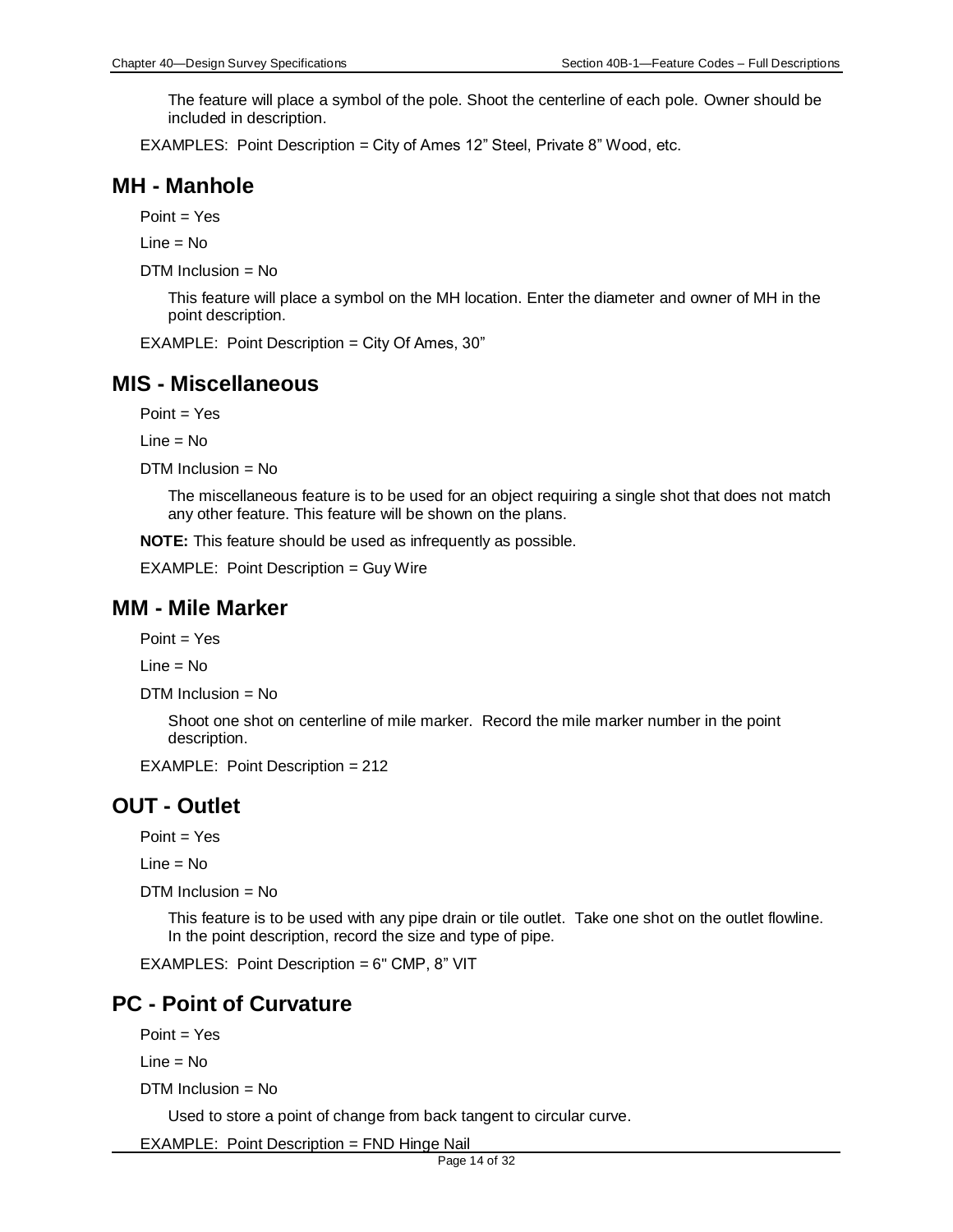The feature will place a symbol of the pole. Shoot the centerline of each pole. Owner should be included in description.

EXAMPLES: Point Description = City of Ames 12” Steel, Private 8” Wood, etc.

## MH - Manhole

Point = Yes

Line = No

DTM Inclusion = No

This feature will place a symbol on the MH location. Enter the diameter and owner of MH in the point description.

EXAMPLE: Point Description = City Of Ames, 30”

## MIS - Miscellaneous

Point = Yes

Line = No

DTM Inclusion = No

The miscellaneous feature is to be used for an object requiring a single shot that does not match any other feature. This feature will be shown on the plans.

**NOTE:** This feature should be used as infrequently as possible.

EXAMPLE: Point Description = Guy Wire

## MM - Mile Marker

Point = Yes

Line = No

DTM Inclusion = No

Shoot one shot on centerline of mile marker. Record the mile marker number in the point description.

EXAMPLE: Point Description = 212

## OUT - Outlet

Point = Yes

Line = No

DTM Inclusion = No

This feature is to be used with any pipe drain or tile outlet. Take one shot on the outlet flowline. In the point description, record the size and type of pipe.

EXAMPLES: Point Description = 6" CMP, 8” VIT

## PC - Point of Curvature

Point = Yes

Line = No

DTM Inclusion = No

Used to store a point of change from back tangent to circular curve.

EXAMPLE: Point Description = FND Hinge Nail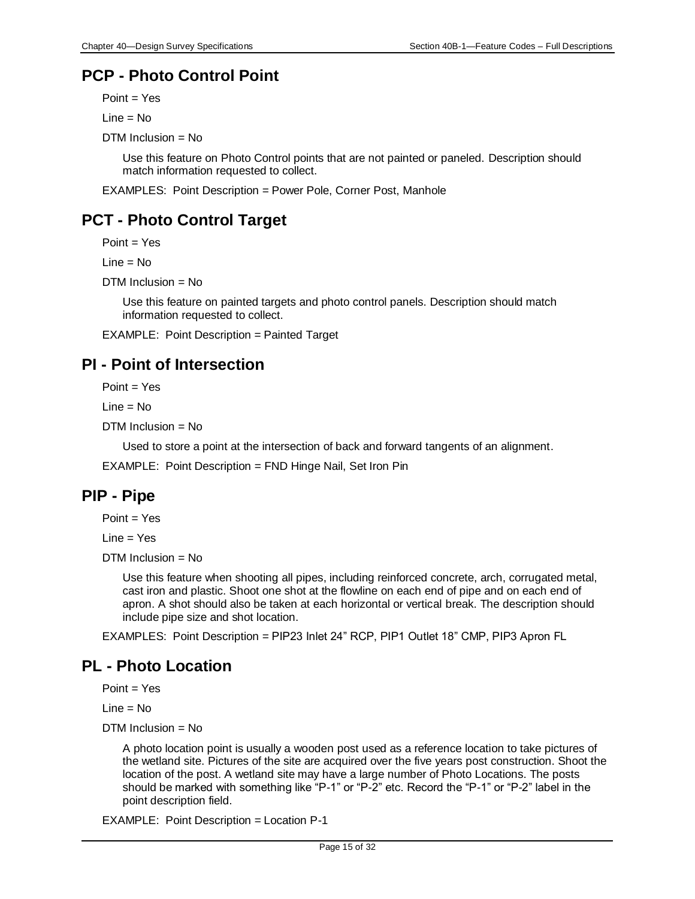## PCP - Photo Control Point

Point = Yes

Line = No

DTM Inclusion = No

Use this feature on Photo Control points that are not painted or paneled. Description should match information requested to collect.

EXAMPLES: Point Description = Power Pole, Corner Post, Manhole

## PCT - Photo Control Target

Point = Yes

Line = No

DTM Inclusion = No

Use this feature on painted targets and photo control panels. Description should match information requested to collect.

EXAMPLE: Point Description = Painted Target

## PI - Point of Intersection

Point = Yes

Line = No

DTM Inclusion = No

Used to store a point at the intersection of back and forward tangents of an alignment.

EXAMPLE: Point Description = FND Hinge Nail, Set Iron Pin

## PIP - Pipe

Point = Yes

Line = Yes

DTM Inclusion = No

Use this feature when shooting all pipes, including reinforced concrete, arch, corrugated metal, cast iron and plastic. Shoot one shot at the flowline on each end of pipe and on each end of apron. A shot should also be taken at each horizontal or vertical break. The description should include pipe size and shot location.

EXAMPLES: Point Description = PIP23 Inlet 24" RCP, PIP1 Outlet 18" CMP, PIP3 Apron FL

## PL - Photo Location

Point = Yes

Line = No

DTM Inclusion = No

A photo location point is usually a wooden post used as a reference location to take pictures of the wetland site. Pictures of the site are acquired over the five years post construction. Shoot the location of the post. A wetland site may have a large number of Photo Locations. The posts should be marked with something like "P-1" or "P-2" etc. Record the "P-1" or "P-2" label in the point description field.

EXAMPLE: Point Description = Location P-1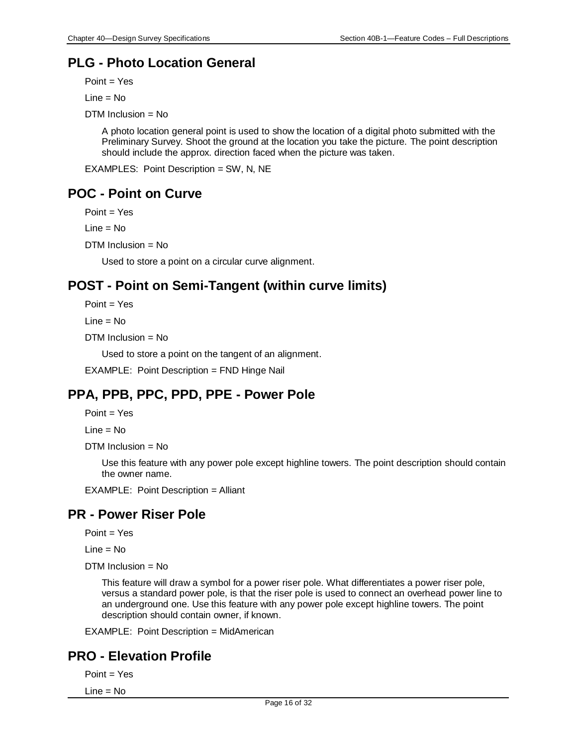## PLG - Photo Location General

Point = Yes

Line = No

DTM Inclusion = No

A photo location general point is used to show the location of a digital photo submitted with the Preliminary Survey. Shoot the ground at the location you take the picture. The point description should include the approx. direction faced when the picture was taken.

EXAMPLES: Point Description = SW, N, NE

## POC - Point on Curve

Point = Yes

Line = No

DTM Inclusion = No

Used to store a point on a circular curve alignment.

## POST - Point on Semi-Tangent (within curve limits)

Point = Yes

Line = No

DTM Inclusion = No

Used to store a point on the tangent of an alignment.

EXAMPLE: Point Description = FND Hinge Nail

## PPA, PPB, PPC, PPD, PPE - Power Pole

Point = Yes

Line = No

DTM Inclusion = No

Use this feature with any power pole except highline towers. The point description should contain the owner name.

EXAMPLE: Point Description = Alliant

## PR - Power Riser Pole

Point = Yes

Line = No

DTM Inclusion = No

This feature will draw a symbol for a power riser pole. What differentiates a power riser pole, versus a standard power pole, is that the riser pole is used to connect an overhead power line to an underground one. Use this feature with any power pole except highline towers. The point description should contain owner, if known.

EXAMPLE: Point Description = MidAmerican

## PRO - Elevation Profile

Point = Yes

Line = No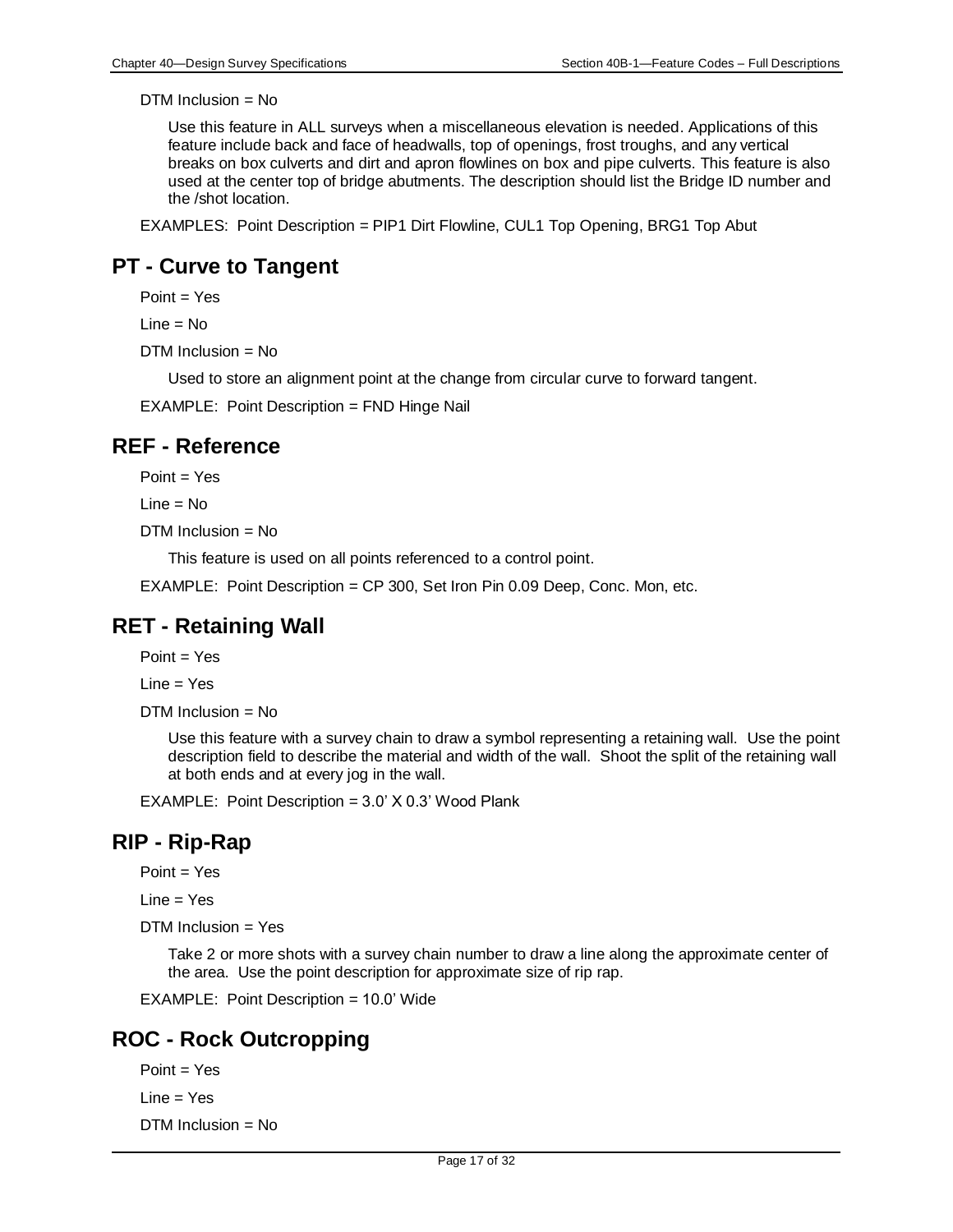DTM Inclusion = No

Use this feature in ALL surveys when a miscellaneous elevation is needed. Applications of this feature include back and face of headwalls, top of openings, frost troughs, and any vertical breaks on box culverts and dirt and apron flowlines on box and pipe culverts. This feature is also used at the center top of bridge abutments. The description should list the Bridge ID number and the /shot location.

EXAMPLES: Point Description = PIP1 Dirt Flowline, CUL1 Top Opening, BRG1 Top Abut

## PT - Curve to Tangent

Point = Yes

Line = No

DTM Inclusion = No

Used to store an alignment point at the change from circular curve to forward tangent.

EXAMPLE: Point Description = FND Hinge Nail

## REF - Reference

Point = Yes

Line = No

DTM Inclusion = No

This feature is used on all points referenced to a control point.

EXAMPLE: Point Description = CP 300, Set Iron Pin 0.09 Deep, Conc. Mon, etc.

## RET - Retaining Wall

Point = Yes

Line = Yes

DTM Inclusion = No

Use this feature with a survey chain to draw a symbol representing a retaining wall. Use the point description field to describe the material and width of the wall. Shoot the split of the retaining wall at both ends and at every jog in the wall.

EXAMPLE: Point Description = 3.0' X 0.3' Wood Plank

## RIP - Rip-Rap

Point = Yes

Line = Yes

DTM Inclusion = Yes

Take 2 or more shots with a survey chain number to draw a line along the approximate center of the area. Use the point description for approximate size of rip rap.

EXAMPLE: Point Description = 10.0' Wide

## ROC - Rock Outcropping

Point = Yes

Line = Yes

DTM Inclusion = No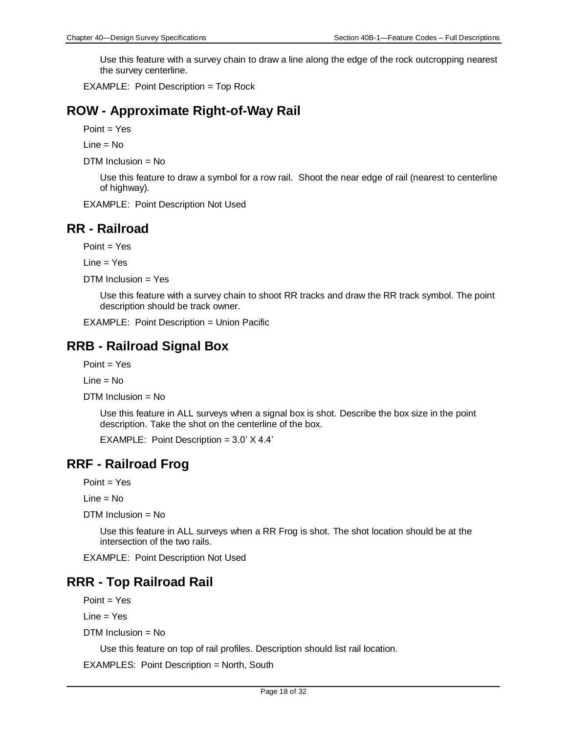Use this feature with a survey chain to draw a line along the edge of the rock outcropping nearest the survey centerline.

EXAMPLE: Point Description = Top Rock

## ROW - Approximate Right-of-Way Rail

Point = Yes

Line = No

DTM Inclusion = No

Use this feature to draw a symbol for a row rail. Shoot the near edge of rail (nearest to centerline of highway).

EXAMPLE: Point Description Not Used

## RR - Railroad

Point = Yes

Line = Yes

DTM Inclusion = Yes

Use this feature with a survey chain to shoot RR tracks and draw the RR track symbol. The point description should be track owner.

EXAMPLE: Point Description = Union Pacific

## RRB - Railroad Signal Box

Point = Yes

Line = No

DTM Inclusion = No

Use this feature in ALL surveys when a signal box is shot. Describe the box size in the point description. Take the shot on the centerline of the box.

EXAMPLE: Point Description = 3.0' X 4.4'

## RRF - Railroad Frog

Point = Yes

Line = No

DTM Inclusion = No

Use this feature in ALL surveys when a RR Frog is shot. The shot location should be at the intersection of the two rails.

EXAMPLE: Point Description Not Used

## RRR - Top Railroad Rail

Point = Yes

Line = Yes

DTM Inclusion = No

Use this feature on top of rail profiles. Description should list rail location.

EXAMPLES: Point Description = North, South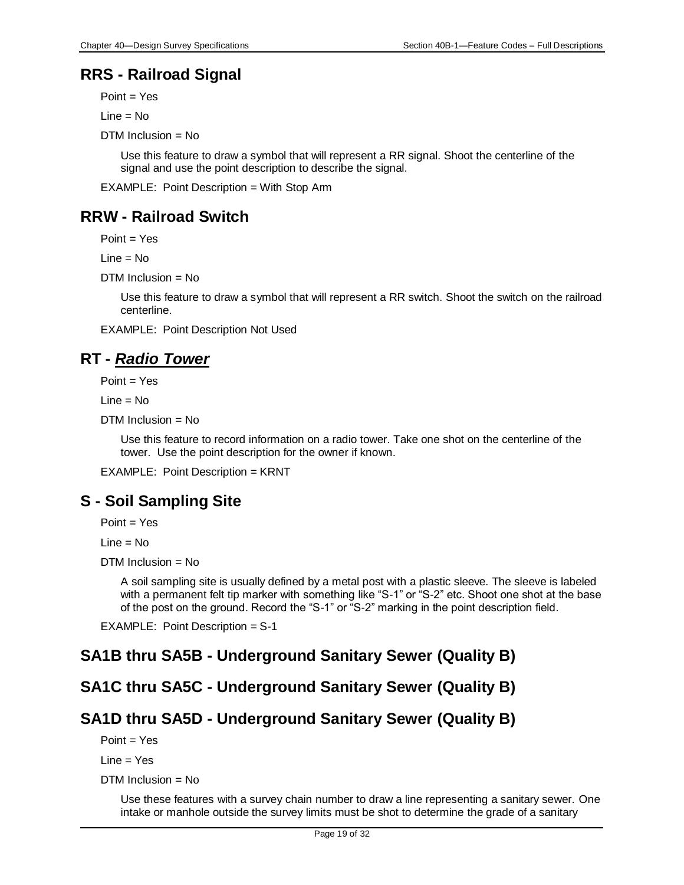## RRS - Railroad Signal

Point = Yes

Line = No

DTM Inclusion = No

Use this feature to draw a symbol that will represent a RR signal. Shoot the centerline of the signal and use the point description to describe the signal.

EXAMPLE: Point Description = With Stop Arm

## RRW - Railroad Switch

Point = Yes

Line = No

DTM Inclusion = No

Use this feature to draw a symbol that will represent a RR switch. Shoot the switch on the railroad centerline.

EXAMPLE: Point Description Not Used

## RT - *Radio Tower*

Point = Yes

Line = No

DTM Inclusion = No

Use this feature to record information on a radio tower. Take one shot on the centerline of the tower. Use the point description for the owner if known.

EXAMPLE: Point Description = KRNT

## S - Soil Sampling Site

Point = Yes

Line = No

DTM Inclusion = No

A soil sampling site is usually defined by a metal post with a plastic sleeve. The sleeve is labeled with a permanent felt tip marker with something like "S-1" or "S-2" etc. Shoot one shot at the base of the post on the ground. Record the "S-1" or "S-2" marking in the point description field.

EXAMPLE: Point Description = S-1

## SA1B thru SA5B - Underground Sanitary Sewer (Quality B)

## SA1C thru SA5C - Underground Sanitary Sewer (Quality B)

## SA1D thru SA5D - Underground Sanitary Sewer (Quality B)

Point = Yes

Line = Yes

DTM Inclusion = No

Use these features with a survey chain number to draw a line representing a sanitary sewer. One intake or manhole outside the survey limits must be shot to determine the grade of a sanitary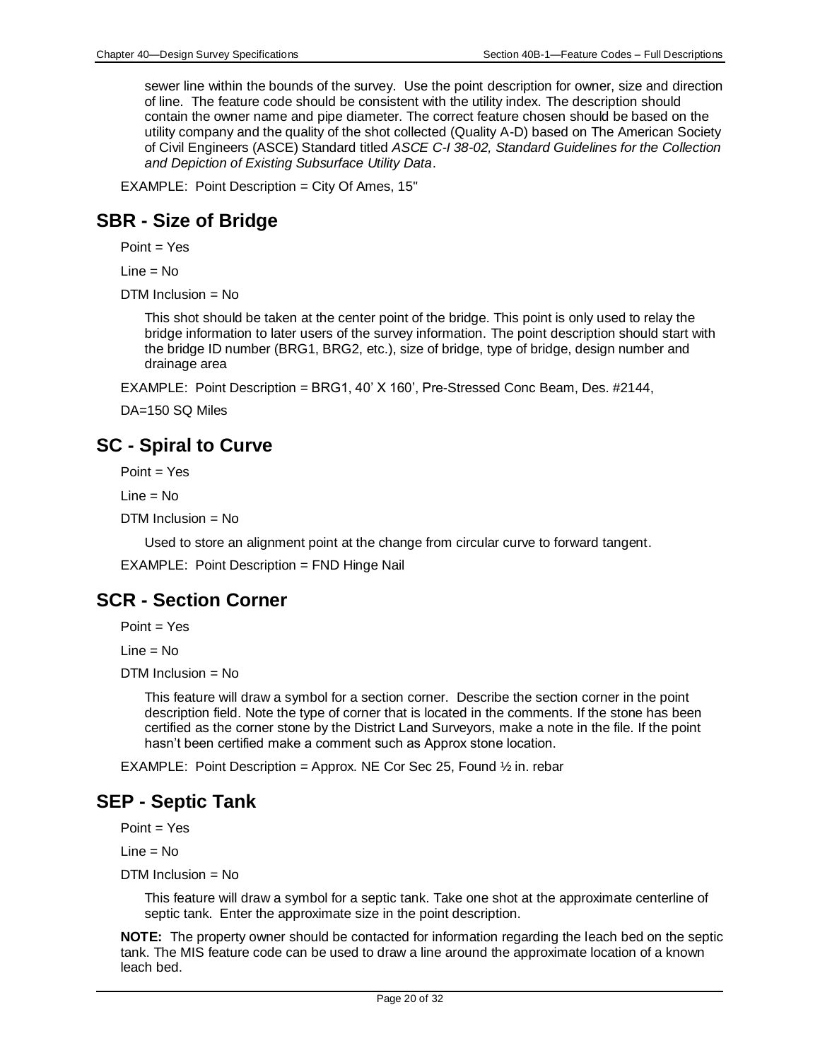sewer line within the bounds of the survey. Use the point description for owner, size and direction of line. The feature code should be consistent with the utility index. The description should contain the owner name and pipe diameter. The correct feature chosen should be based on the utility company and the quality of the shot collected (Quality A-D) based on The American Society of Civil Engineers (ASCE) Standard titled *ASCE C-I 38-02, Standard Guidelines for the Collection and Depiction of Existing Subsurface Utility Data*.

EXAMPLE: Point Description = City Of Ames, 15"

## SBR - Size of Bridge

Point = Yes

Line = No

DTM Inclusion = No

This shot should be taken at the center point of the bridge. This point is only used to relay the bridge information to later users of the survey information. The point description should start with the bridge ID number (BRG1, BRG2, etc.), size of bridge, type of bridge, design number and drainage area

EXAMPLE: Point Description = BRG1, 40' X 160', Pre-Stressed Conc Beam, Des. #2144,

DA=150 SQ Miles

## SC - Spiral to Curve

Point = Yes

Line = No

DTM Inclusion = No

Used to store an alignment point at the change from circular curve to forward tangent.

EXAMPLE: Point Description = FND Hinge Nail

## SCR - Section Corner

Point = Yes

Line = No

DTM Inclusion = No

This feature will draw a symbol for a section corner. Describe the section corner in the point description field. Note the type of corner that is located in the comments. If the stone has been certified as the corner stone by the District Land Surveyors, make a note in the file. If the point hasn't been certified make a comment such as Approx stone location.

EXAMPLE: Point Description = Approx. NE Cor Sec 25, Found ½ in. rebar

## SEP - Septic Tank

Point = Yes

Line = No

DTM Inclusion = No

This feature will draw a symbol for a septic tank. Take one shot at the approximate centerline of septic tank. Enter the approximate size in the point description.

**NOTE:** The property owner should be contacted for information regarding the leach bed on the septic tank. The MIS feature code can be used to draw a line around the approximate location of a known leach bed.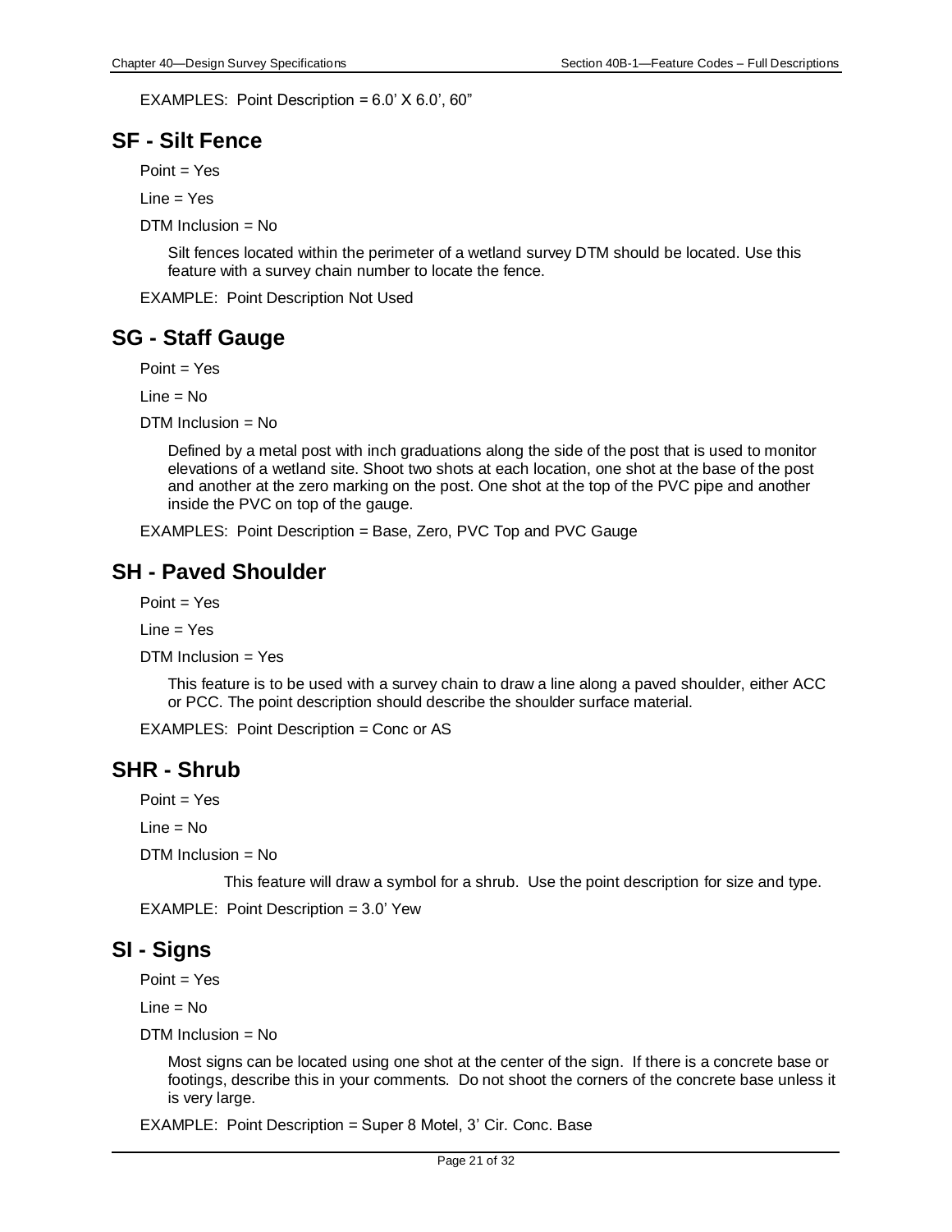EXAMPLES: Point Description = 6.0' X 6.0', 60"

## SF - Silt Fence

Point = Yes

Line = Yes

DTM Inclusion = No

Silt fences located within the perimeter of a wetland survey DTM should be located. Use this feature with a survey chain number to locate the fence.

EXAMPLE: Point Description Not Used

## SG - Staff Gauge

Point = Yes

Line = No

DTM Inclusion = No

Defined by a metal post with inch graduations along the side of the post that is used to monitor elevations of a wetland site. Shoot two shots at each location, one shot at the base of the post and another at the zero marking on the post. One shot at the top of the PVC pipe and another inside the PVC on top of the gauge.

EXAMPLES: Point Description = Base, Zero, PVC Top and PVC Gauge

## SH - Paved Shoulder

Point = Yes

Line = Yes

DTM Inclusion = Yes

This feature is to be used with a survey chain to draw a line along a paved shoulder, either ACC or PCC. The point description should describe the shoulder surface material.

EXAMPLES: Point Description = Conc or AS

## SHR - Shrub

Point = Yes

Line = No

DTM Inclusion = No

This feature will draw a symbol for a shrub. Use the point description for size and type.

EXAMPLE: Point Description = 3.0' Yew

## SI - Signs

Point = Yes

Line = No

DTM Inclusion = No

Most signs can be located using one shot at the center of the sign. If there is a concrete base or footings, describe this in your comments. Do not shoot the corners of the concrete base unless it is very large.

EXAMPLE: Point Description = Super 8 Motel, 3' Cir. Conc. Base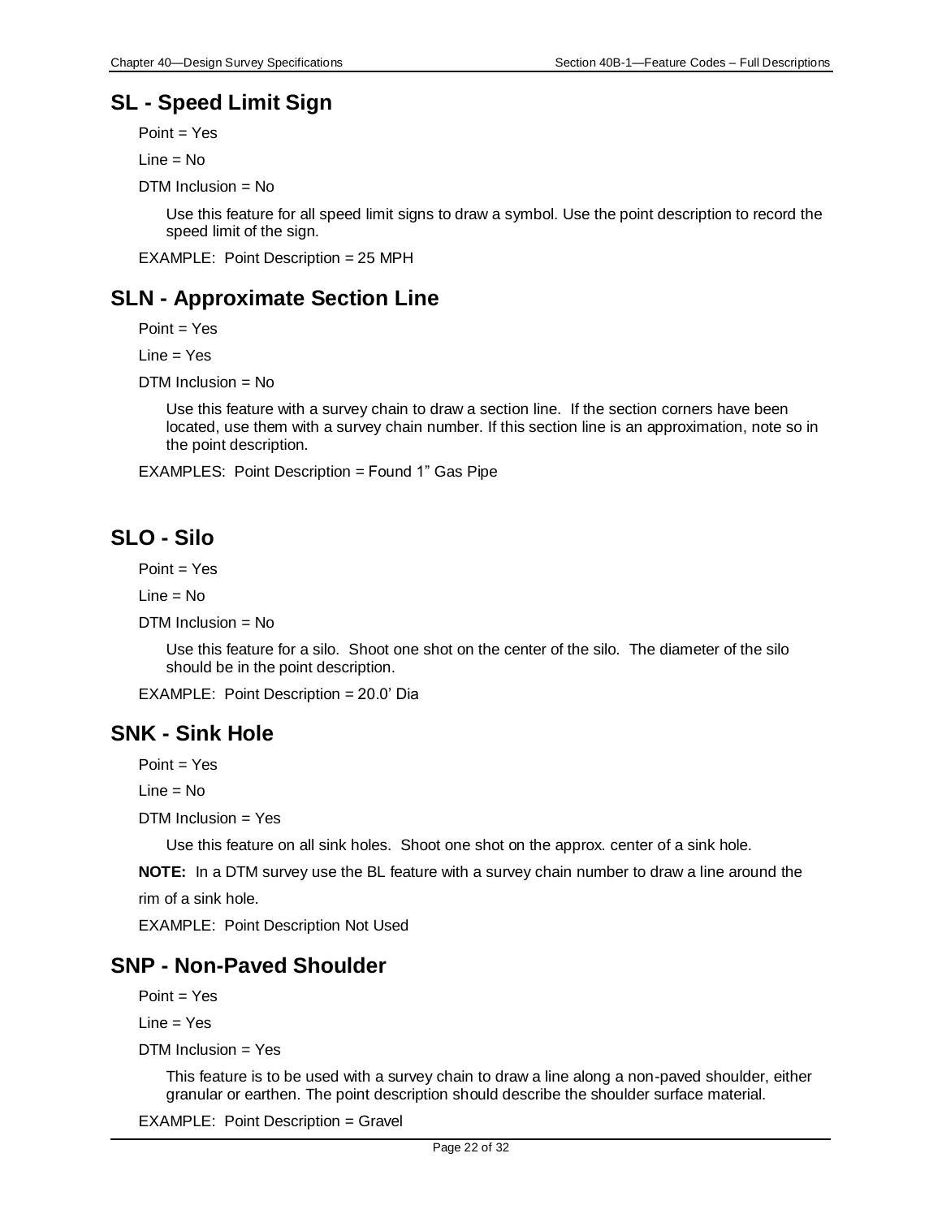## SL - Speed Limit Sign

Point = Yes

Line = No

DTM Inclusion = No

Use this feature for all speed limit signs to draw a symbol. Use the point description to record the speed limit of the sign.

EXAMPLE: Point Description = 25 MPH

## SLN - Approximate Section Line

Point = Yes

Line = Yes

DTM Inclusion = No

Use this feature with a survey chain to draw a section line. If the section corners have been located, use them with a survey chain number. If this section line is an approximation, note so in the point description.

EXAMPLES: Point Description = Found 1" Gas Pipe

## SLO - Silo

Point = Yes

Line = No

DTM Inclusion = No

Use this feature for a silo. Shoot one shot on the center of the silo. The diameter of the silo should be in the point description.

EXAMPLE: Point Description = 20.0' Dia

## SNK - Sink Hole

Point = Yes

Line = No

DTM Inclusion = Yes

Use this feature on all sink holes. Shoot one shot on the approx. center of a sink hole.

**NOTE:** In a DTM survey use the BL feature with a survey chain number to draw a line around the rim of a sink hole.

EXAMPLE: Point Description Not Used

## SNP - Non-Paved Shoulder

Point = Yes

Line = Yes

DTM Inclusion = Yes

This feature is to be used with a survey chain to draw a line along a non-paved shoulder, either granular or earthen. The point description should describe the shoulder surface material.

EXAMPLE: Point Description = Gravel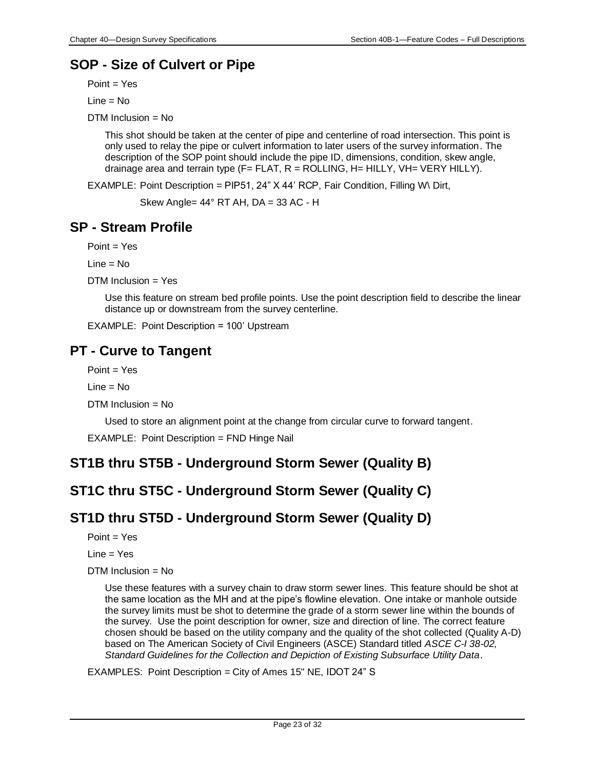## SOP - Size of Culvert or Pipe

Point = Yes

Line = No

DTM Inclusion = No

This shot should be taken at the center of pipe and centerline of road intersection. This point is only used to relay the pipe or culvert information to later users of the survey information. The description of the SOP point should include the pipe ID, dimensions, condition, skew angle, drainage area and terrain type (F= FLAT, R = ROLLING, H= HILLY, VH= VERY HILLY).

EXAMPLE: Point Description = PIP51, 24" X 44' RCP, Fair Condition, Filling W\ Dirt,

Skew Angle= 44° RT AH, DA = 33 AC - H

## SP - Stream Profile

Point = Yes

Line = No

DTM Inclusion = Yes

Use this feature on stream bed profile points. Use the point description field to describe the linear distance up or downstream from the survey centerline.

EXAMPLE: Point Description = 100' Upstream

## PT - Curve to Tangent

Point = Yes

Line = No

DTM Inclusion = No

Used to store an alignment point at the change from circular curve to forward tangent.

EXAMPLE: Point Description = FND Hinge Nail

## ST1B thru ST5B - Underground Storm Sewer (Quality B)

## ST1C thru ST5C - Underground Storm Sewer (Quality C)

## ST1D thru ST5D - Underground Storm Sewer (Quality D)

Point = Yes

Line = Yes

DTM Inclusion = No

Use these features with a survey chain to draw storm sewer lines. This feature should be shot at the same location as the MH and at the pipe's flowline elevation. One intake or manhole outside the survey limits must be shot to determine the grade of a storm sewer line within the bounds of the survey. Use the point description for owner, size and direction of line. The correct feature chosen should be based on the utility company and the quality of the shot collected (Quality A-D) based on The American Society of Civil Engineers (ASCE) Standard titled *ASCE C-I 38-02, Standard Guidelines for the Collection and Depiction of Existing Subsurface Utility Data*.

EXAMPLES: Point Description = City of Ames 15" NE, IDOT 24" S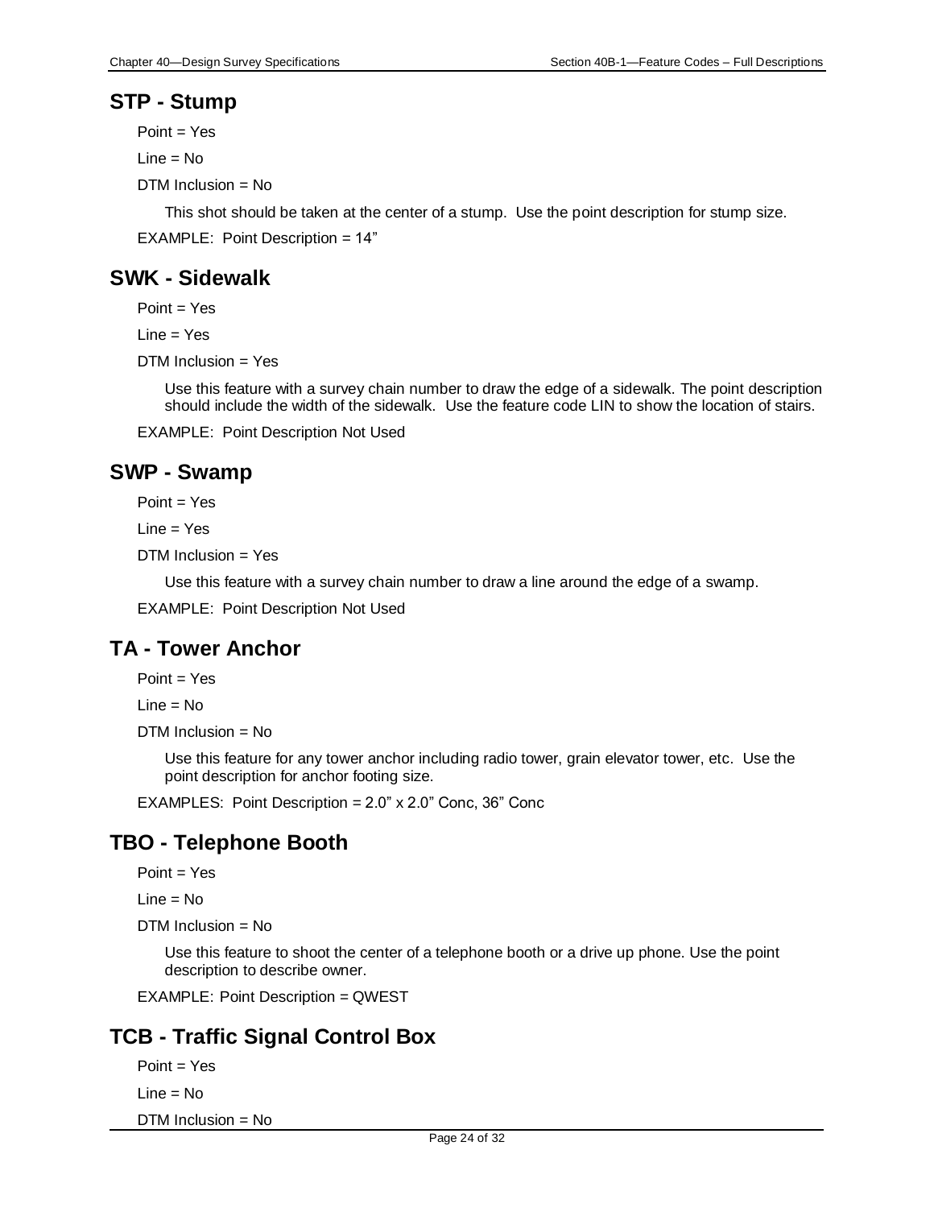## STP - Stump

Point = Yes

Line = No

DTM Inclusion = No

This shot should be taken at the center of a stump. Use the point description for stump size.

EXAMPLE: Point Description = 14”

## SWK - Sidewalk

Point = Yes

Line = Yes

DTM Inclusion = Yes

Use this feature with a survey chain number to draw the edge of a sidewalk. The point description should include the width of the sidewalk. Use the feature code LIN to show the location of stairs.

EXAMPLE: Point Description Not Used

## SWP - Swamp

Point = Yes

Line = Yes

DTM Inclusion = Yes

Use this feature with a survey chain number to draw a line around the edge of a swamp.

EXAMPLE: Point Description Not Used

## TA - Tower Anchor

Point = Yes

Line = No

DTM Inclusion = No

Use this feature for any tower anchor including radio tower, grain elevator tower, etc. Use the point description for anchor footing size.

EXAMPLES: Point Description = 2.0” x 2.0” Conc, 36” Conc

## TBO - Telephone Booth

Point = Yes

Line = No

DTM Inclusion = No

Use this feature to shoot the center of a telephone booth or a drive up phone. Use the point description to describe owner.

EXAMPLE: Point Description = QWEST

## TCB - Traffic Signal Control Box

Point = Yes

Line = No

DTM Inclusion = No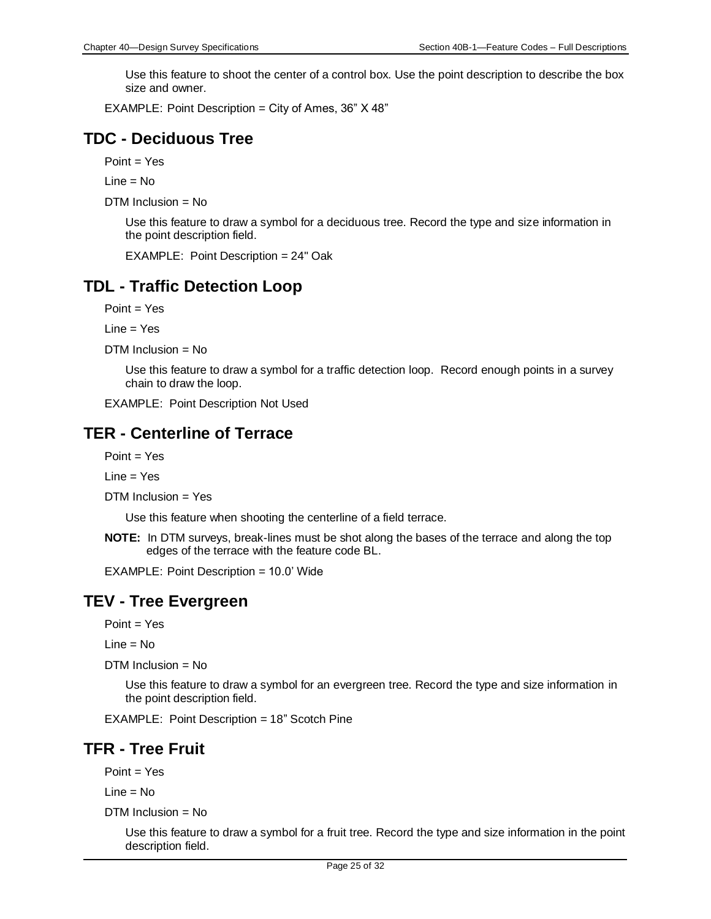Use this feature to shoot the center of a control box. Use the point description to describe the box size and owner.

EXAMPLE: Point Description = City of Ames, 36" X 48"

## TDC - Deciduous Tree

Point = Yes

Line = No

DTM Inclusion = No

Use this feature to draw a symbol for a deciduous tree. Record the type and size information in the point description field.

EXAMPLE: Point Description = 24" Oak

## TDL - Traffic Detection Loop

Point = Yes

Line = Yes

DTM Inclusion = No

Use this feature to draw a symbol for a traffic detection loop. Record enough points in a survey chain to draw the loop.

EXAMPLE: Point Description Not Used

## TER - Centerline of Terrace

Point = Yes

Line = Yes

DTM Inclusion = Yes

Use this feature when shooting the centerline of a field terrace.

**NOTE:** In DTM surveys, break-lines must be shot along the bases of the terrace and along the top edges of the terrace with the feature code BL.

EXAMPLE: Point Description = 10.0' Wide

## TEV - Tree Evergreen

Point = Yes

Line = No

DTM Inclusion = No

Use this feature to draw a symbol for an evergreen tree. Record the type and size information in the point description field.

EXAMPLE: Point Description = 18" Scotch Pine

## TFR - Tree Fruit

Point = Yes

Line = No

DTM Inclusion = No

Use this feature to draw a symbol for a fruit tree. Record the type and size information in the point description field.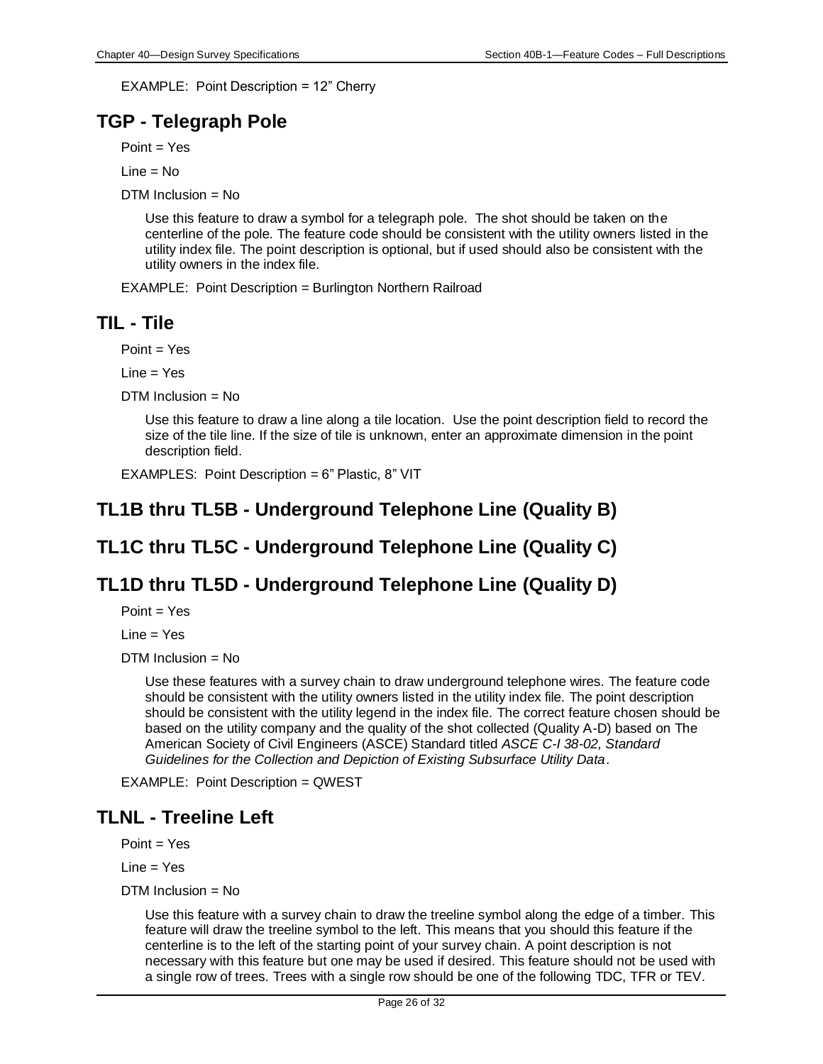EXAMPLE: Point Description = 12” Cherry

## TGP - Telegraph Pole

Point = Yes

Line = No

DTM Inclusion = No

Use this feature to draw a symbol for a telegraph pole. The shot should be taken on the centerline of the pole. The feature code should be consistent with the utility owners listed in the utility index file. The point description is optional, but if used should also be consistent with the utility owners in the index file.

EXAMPLE: Point Description = Burlington Northern Railroad

## TIL - Tile

Point = Yes

Line = Yes

DTM Inclusion = No

Use this feature to draw a line along a tile location. Use the point description field to record the size of the tile line. If the size of tile is unknown, enter an approximate dimension in the point description field.

EXAMPLES: Point Description = 6” Plastic, 8” VIT

## TL1B thru TL5B - Underground Telephone Line (Quality B)

## TL1C thru TL5C - Underground Telephone Line (Quality C)

## TL1D thru TL5D - Underground Telephone Line (Quality D)

Point = Yes

Line = Yes

DTM Inclusion = No

Use these features with a survey chain to draw underground telephone wires. The feature code should be consistent with the utility owners listed in the utility index file. The point description should be consistent with the utility legend in the index file. The correct feature chosen should be based on the utility company and the quality of the shot collected (Quality A-D) based on The American Society of Civil Engineers (ASCE) Standard titled *ASCE C-I 38-02, Standard Guidelines for the Collection and Depiction of Existing Subsurface Utility Data*.

EXAMPLE: Point Description = QWEST

## TLNL - Treeline Left

Point = Yes

Line = Yes

DTM Inclusion = No

Use this feature with a survey chain to draw the treeline symbol along the edge of a timber. This feature will draw the treeline symbol to the left. This means that you should this feature if the centerline is to the left of the starting point of your survey chain. A point description is not necessary with this feature but one may be used if desired. This feature should not be used with a single row of trees. Trees with a single row should be one of the following TDC, TFR or TEV.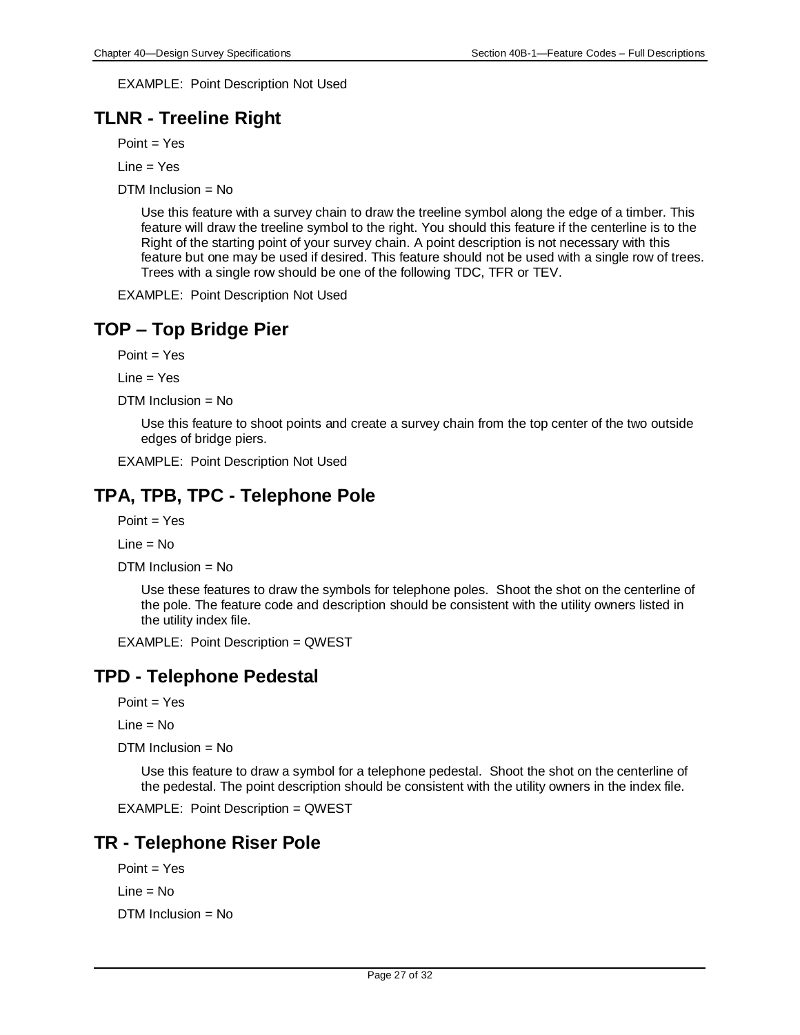EXAMPLE: Point Description Not Used

## TLNR - Treeline Right

Point = Yes

Line = Yes

DTM Inclusion = No

Use this feature with a survey chain to draw the treeline symbol along the edge of a timber. This feature will draw the treeline symbol to the right. You should this feature if the centerline is to the Right of the starting point of your survey chain. A point description is not necessary with this feature but one may be used if desired. This feature should not be used with a single row of trees. Trees with a single row should be one of the following TDC, TFR or TEV.

EXAMPLE: Point Description Not Used

## TOP – Top Bridge Pier

Point = Yes

Line = Yes

DTM Inclusion = No

Use this feature to shoot points and create a survey chain from the top center of the two outside edges of bridge piers.

EXAMPLE: Point Description Not Used

## TPA, TPB, TPC - Telephone Pole

Point = Yes

Line = No

DTM Inclusion = No

Use these features to draw the symbols for telephone poles. Shoot the shot on the centerline of the pole. The feature code and description should be consistent with the utility owners listed in the utility index file.

EXAMPLE: Point Description = QWEST

## TPD - Telephone Pedestal

Point = Yes

Line = No

DTM Inclusion = No

Use this feature to draw a symbol for a telephone pedestal. Shoot the shot on the centerline of the pedestal. The point description should be consistent with the utility owners in the index file.

EXAMPLE: Point Description = QWEST

## TR - Telephone Riser Pole

Point = Yes

Line = No

DTM Inclusion = No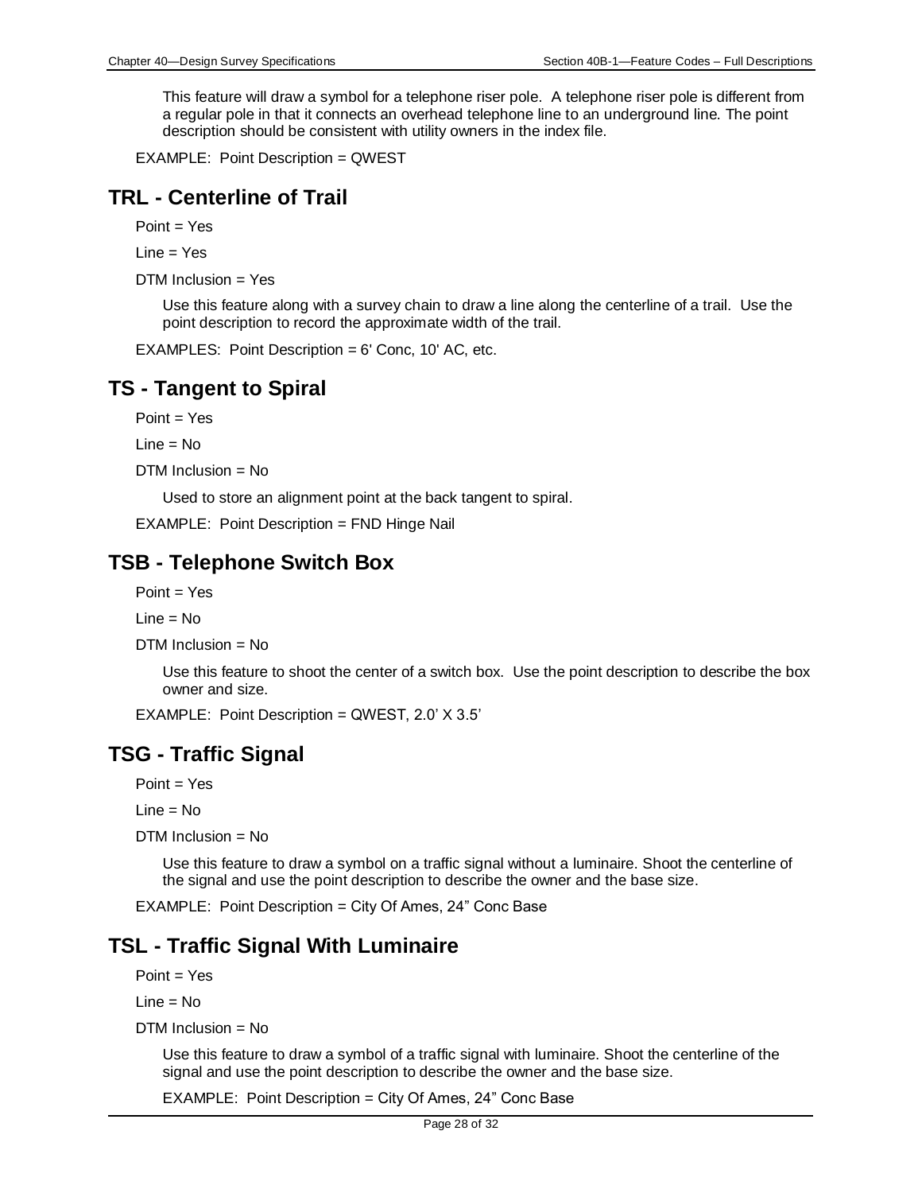This feature will draw a symbol for a telephone riser pole. A telephone riser pole is different from a regular pole in that it connects an overhead telephone line to an underground line. The point description should be consistent with utility owners in the index file.

EXAMPLE: Point Description = QWEST

## TRL - Centerline of Trail

Point = Yes

Line = Yes

DTM Inclusion = Yes

Use this feature along with a survey chain to draw a line along the centerline of a trail. Use the point description to record the approximate width of the trail.

EXAMPLES: Point Description = 6' Conc, 10' AC, etc.

## TS - Tangent to Spiral

Point = Yes

Line = No

DTM Inclusion = No

Used to store an alignment point at the back tangent to spiral.

EXAMPLE: Point Description = FND Hinge Nail

## TSB - Telephone Switch Box

Point = Yes

Line = No

DTM Inclusion = No

Use this feature to shoot the center of a switch box. Use the point description to describe the box owner and size.

EXAMPLE: Point Description = QWEST, 2.0' X 3.5'

## TSG - Traffic Signal

Point = Yes

Line = No

DTM Inclusion = No

Use this feature to draw a symbol on a traffic signal without a luminaire. Shoot the centerline of the signal and use the point description to describe the owner and the base size.

EXAMPLE: Point Description = City Of Ames, 24" Conc Base

## TSL - Traffic Signal With Luminaire

Point = Yes

Line = No

DTM Inclusion = No

Use this feature to draw a symbol of a traffic signal with luminaire. Shoot the centerline of the signal and use the point description to describe the owner and the base size.

EXAMPLE: Point Description = City Of Ames, 24" Conc Base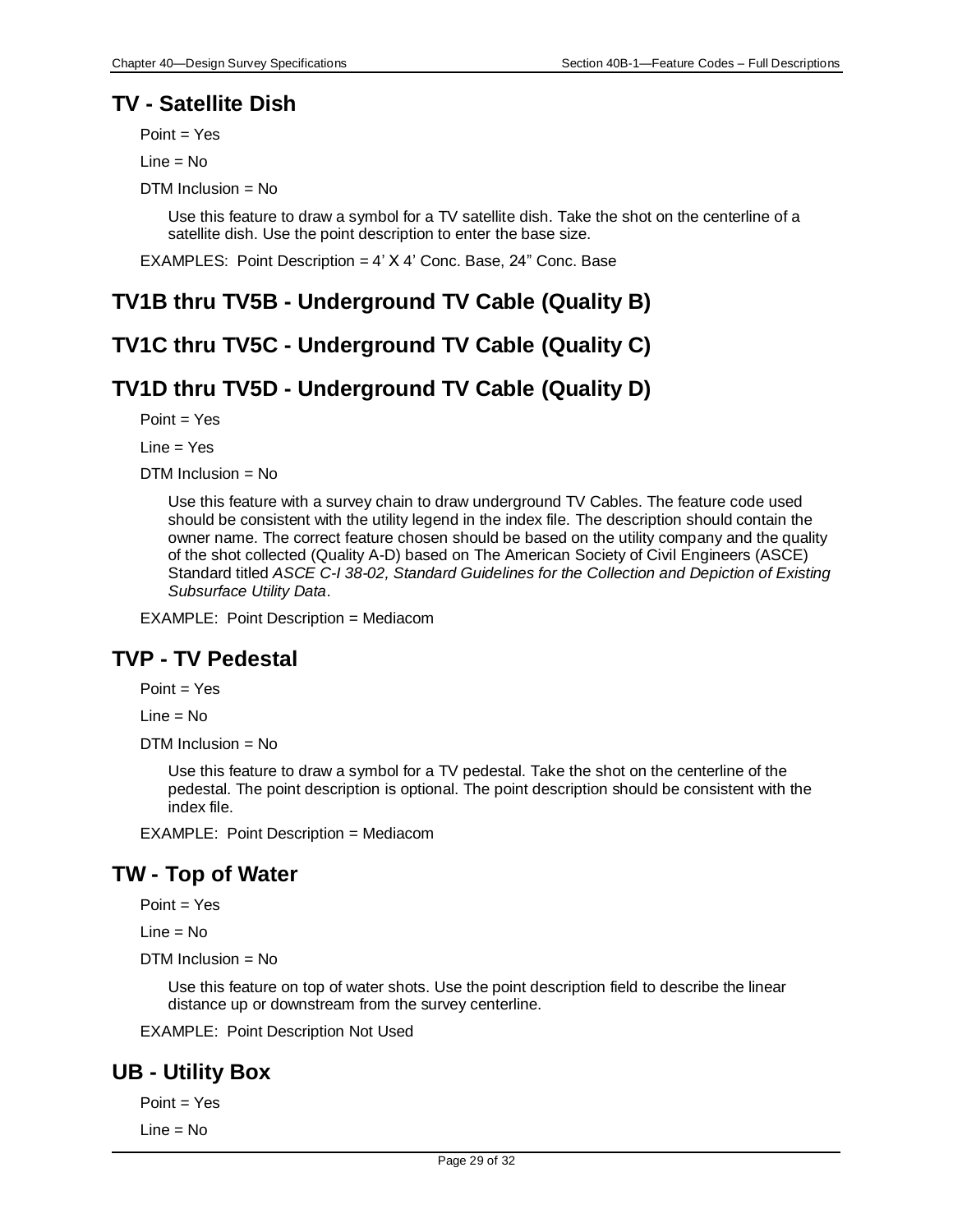## TV - Satellite Dish

Point = Yes

Line = No

DTM Inclusion = No

Use this feature to draw a symbol for a TV satellite dish. Take the shot on the centerline of a satellite dish. Use the point description to enter the base size.

EXAMPLES: Point Description = 4' X 4' Conc. Base, 24" Conc. Base

## TV1B thru TV5B - Underground TV Cable (Quality B)

## TV1C thru TV5C - Underground TV Cable (Quality C)

## TV1D thru TV5D - Underground TV Cable (Quality D)

Point = Yes

Line = Yes

DTM Inclusion = No

Use this feature with a survey chain to draw underground TV Cables. The feature code used should be consistent with the utility legend in the index file. The description should contain the owner name. The correct feature chosen should be based on the utility company and the quality of the shot collected (Quality A-D) based on The American Society of Civil Engineers (ASCE) Standard titled *ASCE C-I 38-02, Standard Guidelines for the Collection and Depiction of Existing Subsurface Utility Data*.

EXAMPLE: Point Description = Mediacom

## TVP - TV Pedestal

Point = Yes

Line = No

DTM Inclusion = No

Use this feature to draw a symbol for a TV pedestal. Take the shot on the centerline of the pedestal. The point description is optional. The point description should be consistent with the index file.

EXAMPLE: Point Description = Mediacom

## TW - Top of Water

Point = Yes

Line = No

DTM Inclusion = No

Use this feature on top of water shots. Use the point description field to describe the linear distance up or downstream from the survey centerline.

EXAMPLE: Point Description Not Used

## UB - Utility Box

Point = Yes

Line = No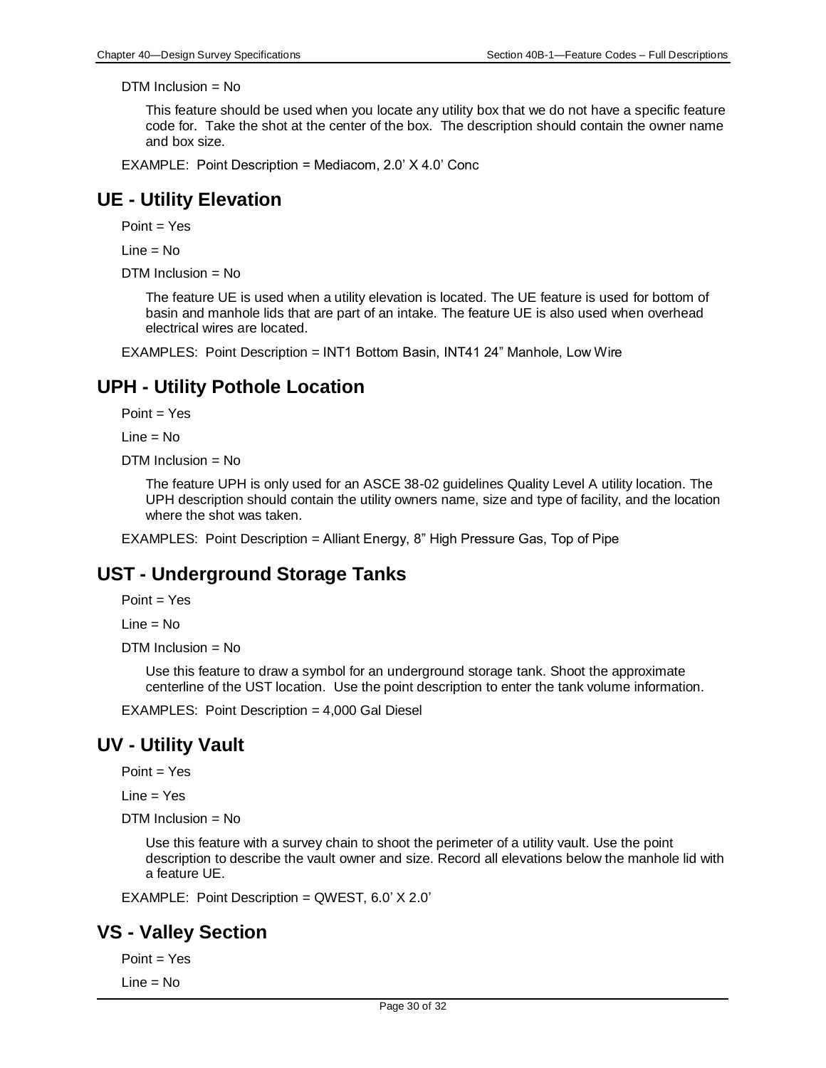DTM Inclusion = No

This feature should be used when you locate any utility box that we do not have a specific feature code for. Take the shot at the center of the box. The description should contain the owner name and box size.

EXAMPLE: Point Description = Mediacom, 2.0' X 4.0' Conc

## UE - Utility Elevation

Point = Yes

Line = No

DTM Inclusion = No

The feature UE is used when a utility elevation is located. The UE feature is used for bottom of basin and manhole lids that are part of an intake. The feature UE is also used when overhead electrical wires are located.

EXAMPLES: Point Description = INT1 Bottom Basin, INT41 24" Manhole, Low Wire

## UPH - Utility Pothole Location

Point = Yes

Line = No

DTM Inclusion = No

The feature UPH is only used for an ASCE 38-02 guidelines Quality Level A utility location. The UPH description should contain the utility owners name, size and type of facility, and the location where the shot was taken.

EXAMPLES: Point Description = Alliant Energy, 8" High Pressure Gas, Top of Pipe

## UST - Underground Storage Tanks

Point = Yes

Line = No

DTM Inclusion = No

Use this feature to draw a symbol for an underground storage tank. Shoot the approximate centerline of the UST location. Use the point description to enter the tank volume information.

EXAMPLES: Point Description = 4,000 Gal Diesel

## UV - Utility Vault

Point = Yes

Line = Yes

DTM Inclusion = No

Use this feature with a survey chain to shoot the perimeter of a utility vault. Use the point description to describe the vault owner and size. Record all elevations below the manhole lid with a feature UE.

EXAMPLE: Point Description = QWEST, 6.0' X 2.0'

## VS - Valley Section

Point = Yes

Line = No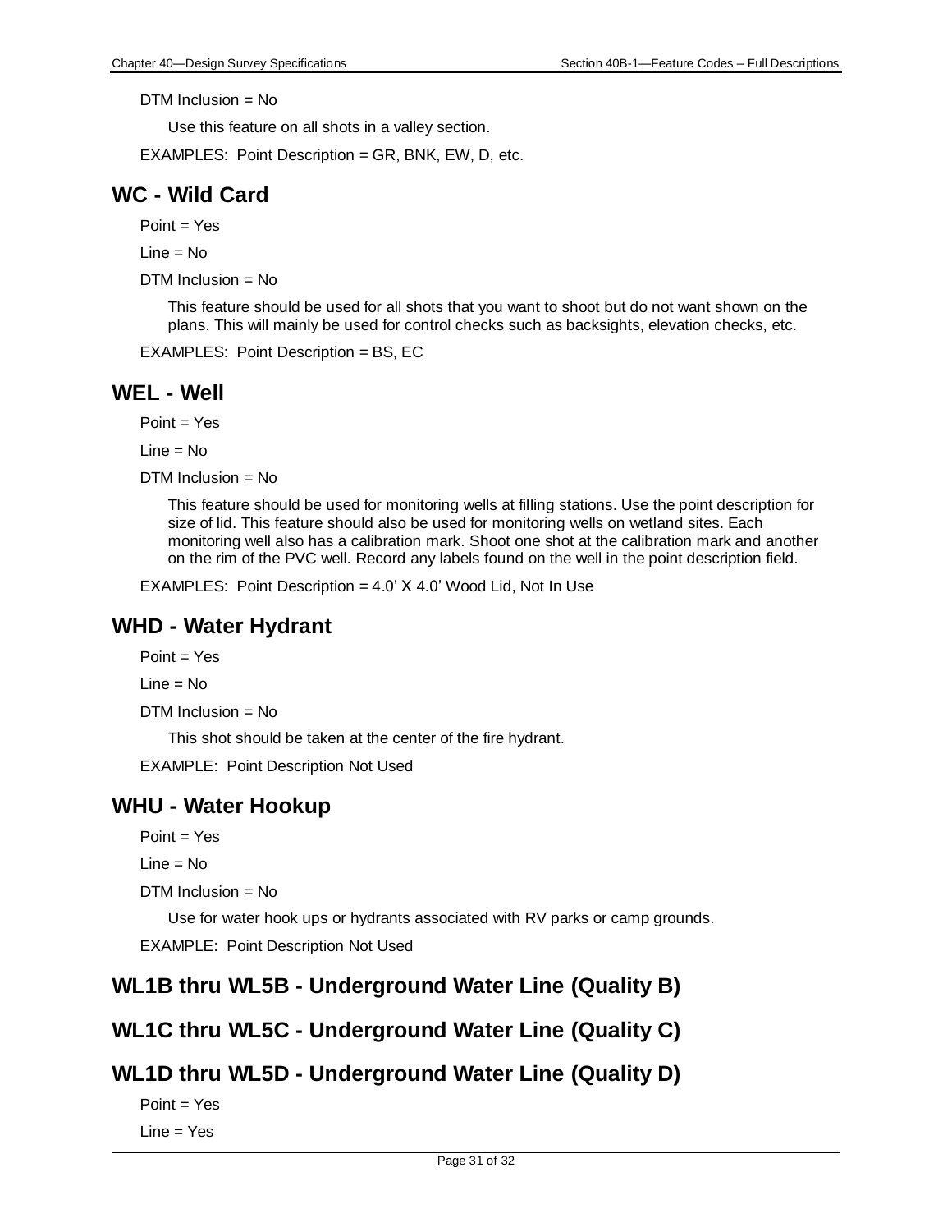DTM Inclusion = No

Use this feature on all shots in a valley section.

EXAMPLES: Point Description = GR, BNK, EW, D, etc.

## WC - Wild Card

Point = Yes

Line = No

DTM Inclusion = No

This feature should be used for all shots that you want to shoot but do not want shown on the plans. This will mainly be used for control checks such as backsights, elevation checks, etc.

EXAMPLES: Point Description = BS, EC

## WEL - Well

Point = Yes

Line = No

DTM Inclusion = No

This feature should be used for monitoring wells at filling stations. Use the point description for size of lid. This feature should also be used for monitoring wells on wetland sites. Each monitoring well also has a calibration mark. Shoot one shot at the calibration mark and another on the rim of the PVC well. Record any labels found on the well in the point description field.

EXAMPLES: Point Description = 4.0' X 4.0' Wood Lid, Not In Use

## WHD - Water Hydrant

Point = Yes

Line = No

DTM Inclusion = No

This shot should be taken at the center of the fire hydrant.

EXAMPLE: Point Description Not Used

## WHU - Water Hookup

Point = Yes

Line = No

DTM Inclusion = No

Use for water hook ups or hydrants associated with RV parks or camp grounds.

EXAMPLE: Point Description Not Used

## WL1B thru WL5B - Underground Water Line (Quality B)

## WL1C thru WL5C - Underground Water Line (Quality C)

## WL1D thru WL5D - Underground Water Line (Quality D)

Point = Yes

Line = Yes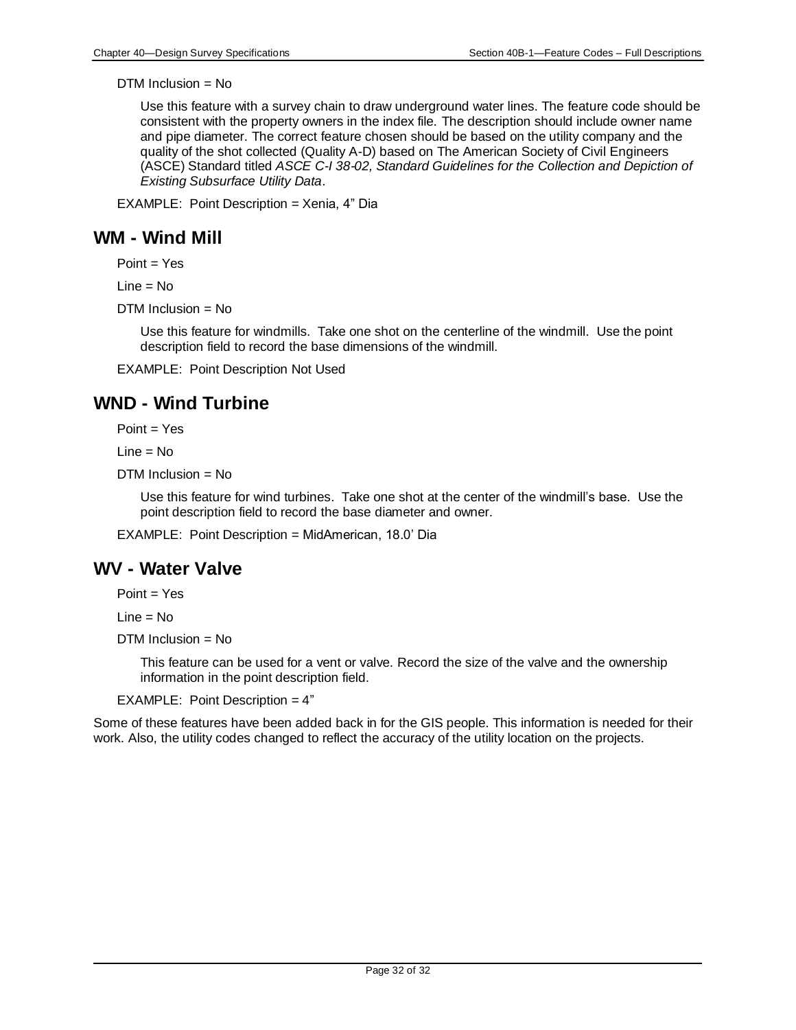DTM Inclusion = No

Use this feature with a survey chain to draw underground water lines. The feature code should be consistent with the property owners in the index file. The description should include owner name and pipe diameter. The correct feature chosen should be based on the utility company and the quality of the shot collected (Quality A-D) based on The American Society of Civil Engineers (ASCE) Standard titled *ASCE C-I 38-02, Standard Guidelines for the Collection and Depiction of Existing Subsurface Utility Data*.

EXAMPLE: Point Description = Xenia, 4" Dia

## WM - Wind Mill

Point = Yes

Line = No

DTM Inclusion = No

Use this feature for windmills. Take one shot on the centerline of the windmill. Use the point description field to record the base dimensions of the windmill.

EXAMPLE: Point Description Not Used

## WND - Wind Turbine

Point = Yes

Line = No

DTM Inclusion = No

Use this feature for wind turbines. Take one shot at the center of the windmill's base. Use the point description field to record the base diameter and owner.

EXAMPLE: Point Description = MidAmerican, 18.0' Dia

## WV - Water Valve

Point = Yes

Line = No

DTM Inclusion = No

This feature can be used for a vent or valve. Record the size of the valve and the ownership information in the point description field.

EXAMPLE: Point Description = 4"

Some of these features have been added back in for the GIS people. This information is needed for their work. Also, the utility codes changed to reflect the accuracy of the utility location on the projects.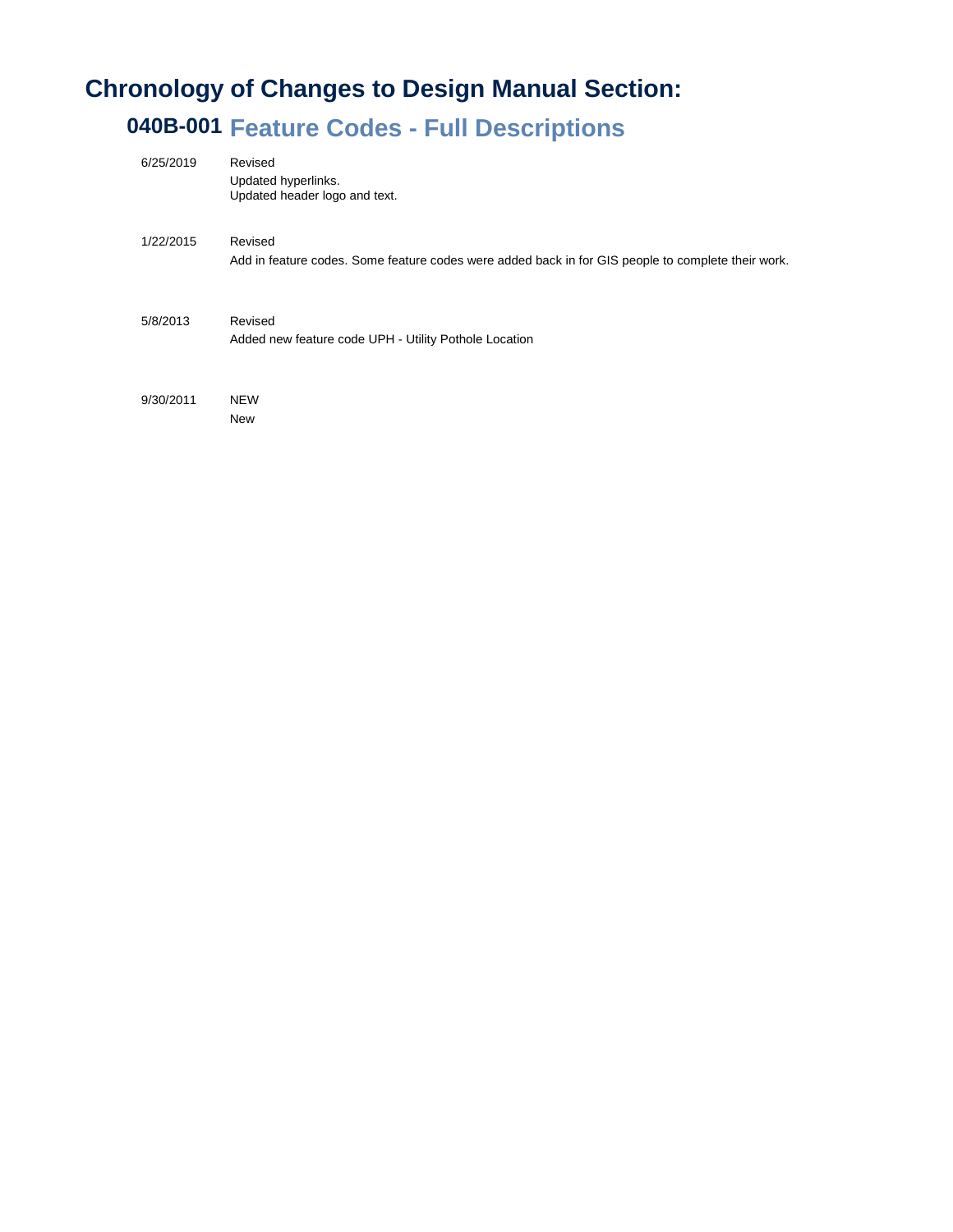# Chronology of Changes to Design Manual Section:

## 040B-001 Feature Codes - Full Descriptions

| | | |
|---|---|---|
| 6/25/2019 | Revised | Updated hyperlinks.<br>Updated header logo and text. |
| 1/22/2015 | Revised | Add in feature codes. Some feature codes were added back in for GIS people to complete their work. |
| 5/8/2013 | Revised | Added new feature code UPH - Utility Pothole Location |
| 9/30/2011 | NEW | New |